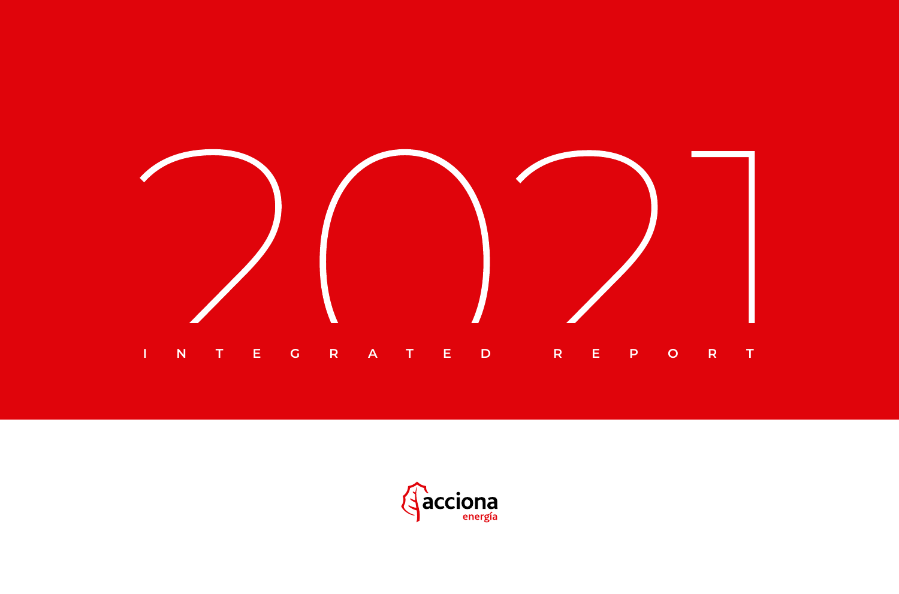# 2021

## INTEGRATED REPORT

acciona
energía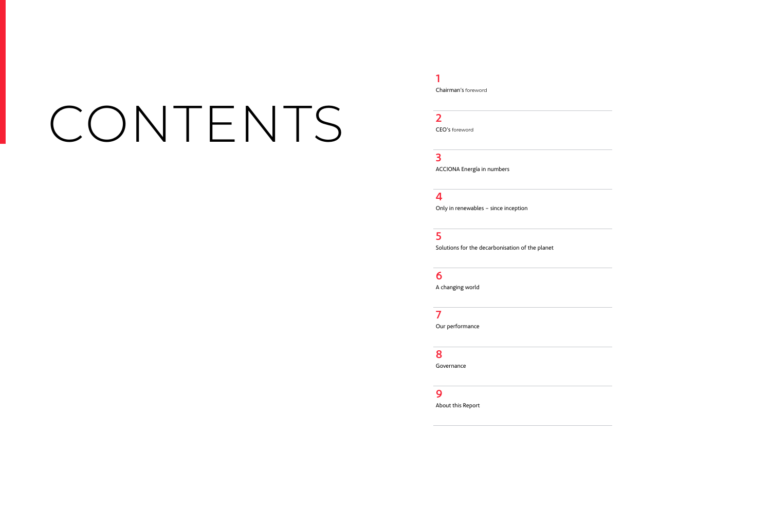# CONTENTS

1
Chairman's foreword

2
CEO's foreword

3
ACCIONA Energía in numbers

4
Only in renewables – since inception

5
Solutions for the decarbonisation of the planet

6
A changing world

7
Our performance

8
Governance

9
About this Report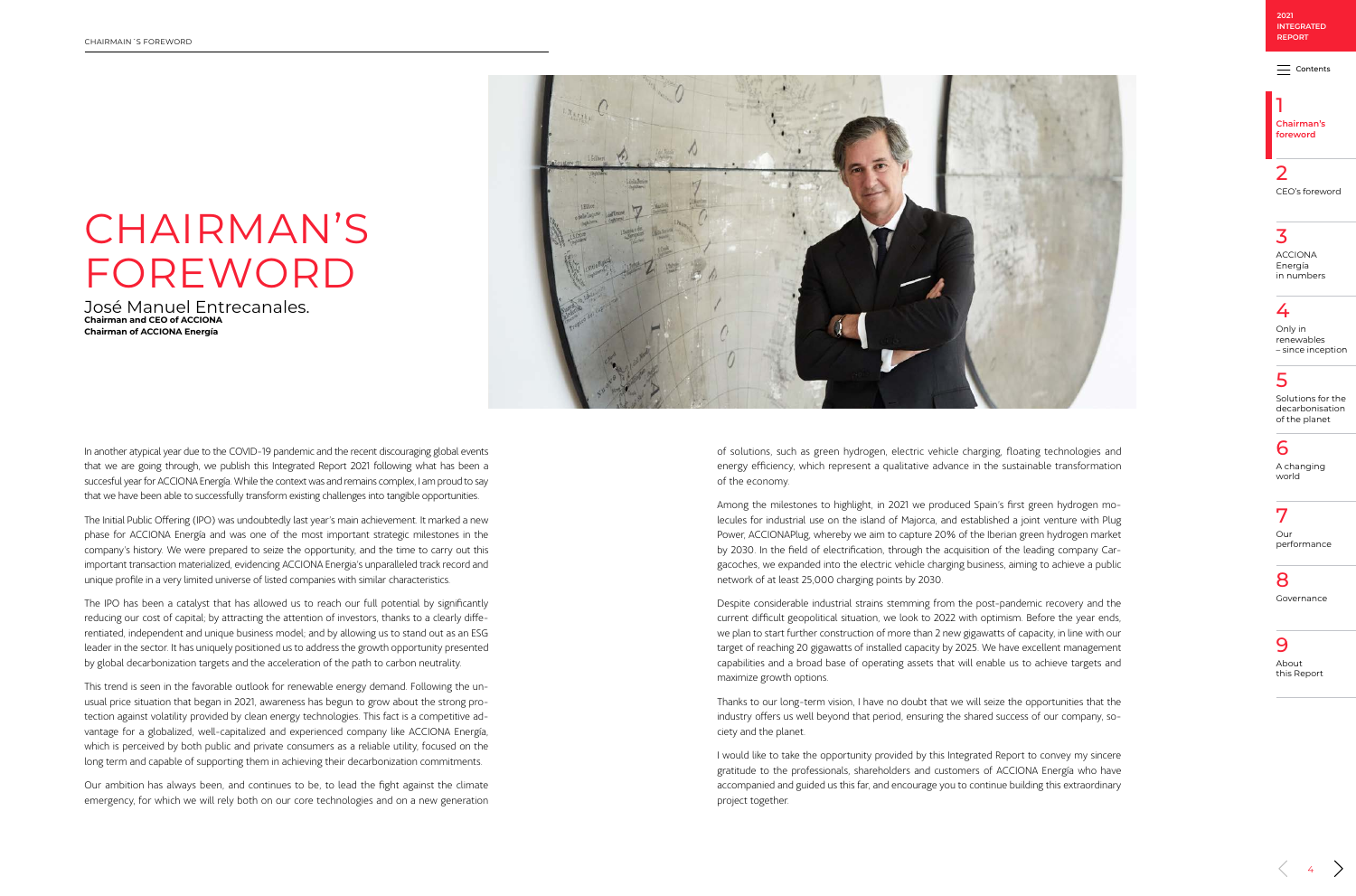# CHAIRMAN'S FOREWORD

José Manuel Entrecanales.
**Chairman and CEO of ACCIONA**
**Chairman of ACCIONA Energía**

In another atypical year due to the COVID-19 pandemic and the recent discouraging global events that we are going through, we publish this Integrated Report 2021 following what has been a succesful year for ACCIONA Energía. While the context was and remains complex, I am proud to say that we have been able to successfully transform existing challenges into tangible opportunities.

The Initial Public Offering (IPO) was undoubtedly last year's main achievement. It marked a new phase for ACCIONA Energía and was one of the most important strategic milestones in the company's history. We were prepared to seize the opportunity, and the time to carry out this important transaction materialized, evidencing ACCIONA Energía's unparalleled track record and unique profile in a very limited universe of listed companies with similar characteristics.

The IPO has been a catalyst that has allowed us to reach our full potential by significantly reducing our cost of capital; by attracting the attention of investors, thanks to a clearly differentiated, independent and unique business model; and by allowing us to stand out as an ESG leader in the sector. It has uniquely positioned us to address the growth opportunity presented by global decarbonization targets and the acceleration of the path to carbon neutrality.

This trend is seen in the favorable outlook for renewable energy demand. Following the unusual price situation that began in 2021, awareness has begun to grow about the strong protection against volatility provided by clean energy technologies. This fact is a competitive advantage for a globalized, well-capitalized and experienced company like ACCIONA Energía, which is perceived by both public and private consumers as a reliable utility, focused on the long term and capable of supporting them in achieving their decarbonization commitments.

Our ambition has always been, and continues to be, to lead the fight against the climate emergency, for which we will rely both on our core technologies and on a new generation of solutions, such as green hydrogen, electric vehicle charging, floating technologies and energy efficiency, which represent a qualitative advance in the sustainable transformation of the economy.

Among the milestones to highlight, in 2021 we produced Spain's first green hydrogen molecules for industrial use on the island of Majorca, and established a joint venture with Plug Power, ACCIONAPlug, whereby we aim to capture 20% of the Iberian green hydrogen market by 2030. In the field of electrification, through the acquisition of the leading company Cargacoches, we expanded into the electric vehicle charging business, aiming to achieve a public network of at least 25,000 charging points by 2030.

Despite considerable industrial strains stemming from the post-pandemic recovery and the current difficult geopolitical situation, we look to 2022 with optimism. Before the year ends, we plan to start further construction of more than 2 new gigawatts of capacity, in line with our target of reaching 20 gigawatts of installed capacity by 2025. We have excellent management capabilities and a broad base of operating assets that will enable us to achieve targets and maximize growth options.

Thanks to our long-term vision, I have no doubt that we will seize the opportunities that the industry offers us well beyond that period, ensuring the shared success of our company, society and the planet.

I would like to take the opportunity provided by this Integrated Report to convey my sincere gratitude to the professionals, shareholders and customers of ACCIONA Energía who have accompanied and guided us this far, and encourage you to continue building this extraordinary project together.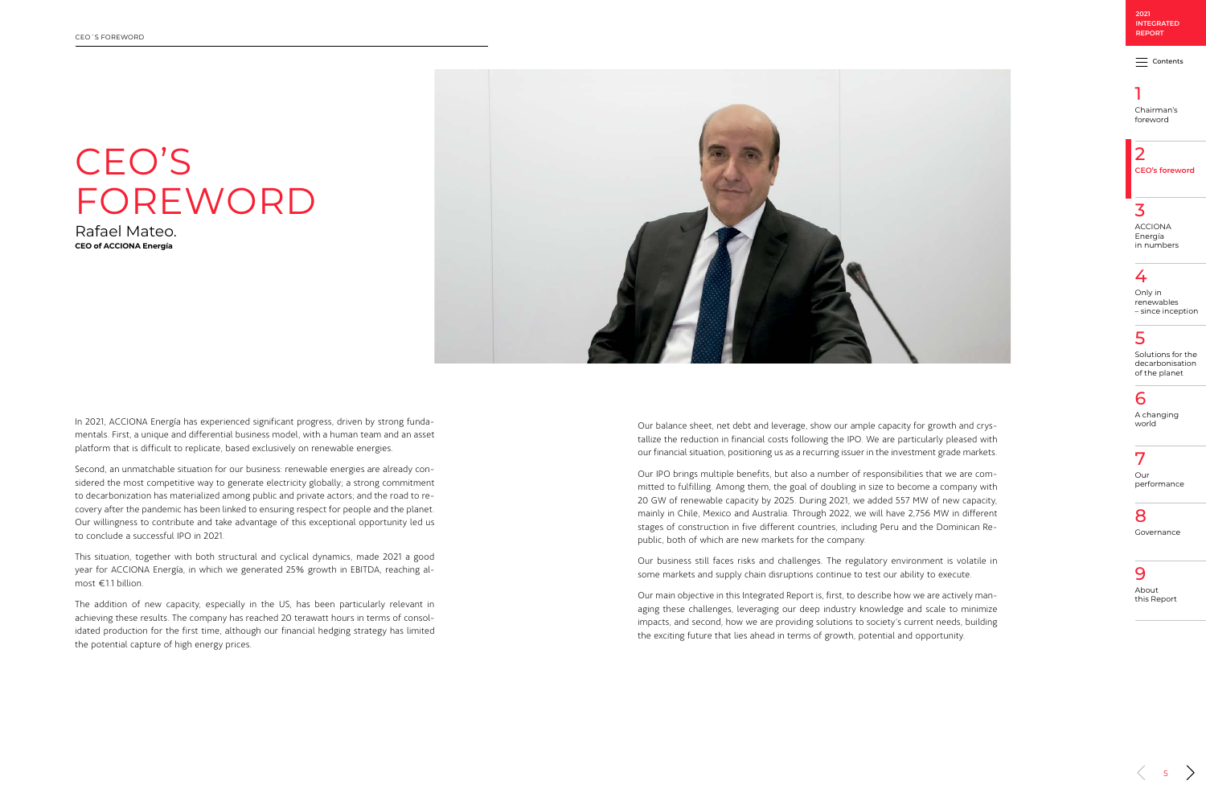# CEO'S FOREWORD

Rafael Mateo.
**CEO of ACCIONA Energía**

In 2021, ACCIONA Energía has experienced significant progress, driven by strong fundamentals. First, a unique and differential business model, with a human team and an asset platform that is difficult to replicate, based exclusively on renewable energies.

Second, an unmatchable situation for our business: renewable energies are already considered the most competitive way to generate electricity globally; a strong commitment to decarbonization has materialized among public and private actors; and the road to recovery after the pandemic has been linked to ensuring respect for people and the planet. Our willingness to contribute and take advantage of this exceptional opportunity led us to conclude a successful IPO in 2021.

This situation, together with both structural and cyclical dynamics, made 2021 a good year for ACCIONA Energía, in which we generated 25% growth in EBITDA, reaching almost €1.1 billion.

The addition of new capacity, especially in the US, has been particularly relevant in achieving these results. The company has reached 20 terawatt hours in terms of consolidated production for the first time, although our financial hedging strategy has limited the potential capture of high energy prices.

Our balance sheet, net debt and leverage, show our ample capacity for growth and crystallize the reduction in financial costs following the IPO. We are particularly pleased with our financial situation, positioning us as a recurring issuer in the investment grade markets.

Our IPO brings multiple benefits, but also a number of responsibilities that we are committed to fulfilling. Among them, the goal of doubling in size to become a company with 20 GW of renewable capacity by 2025. During 2021, we added 557 MW of new capacity, mainly in Chile, Mexico and Australia. Through 2022, we will have 2,756 MW in different stages of construction in five different countries, including Peru and the Dominican Republic, both of which are new markets for the company.

Our business still faces risks and challenges. The regulatory environment is volatile in some markets and supply chain disruptions continue to test our ability to execute.

Our main objective in this Integrated Report is, first, to describe how we are actively managing these challenges, leveraging our deep industry knowledge and scale to minimize impacts, and second, how we are providing solutions to society's current needs, building the exciting future that lies ahead in terms of growth, potential and opportunity.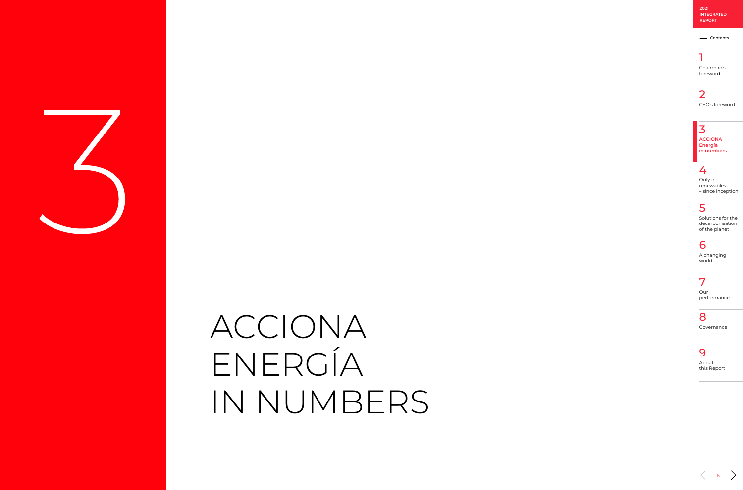# 3

# ACCIONA ENERGÍA IN NUMBERS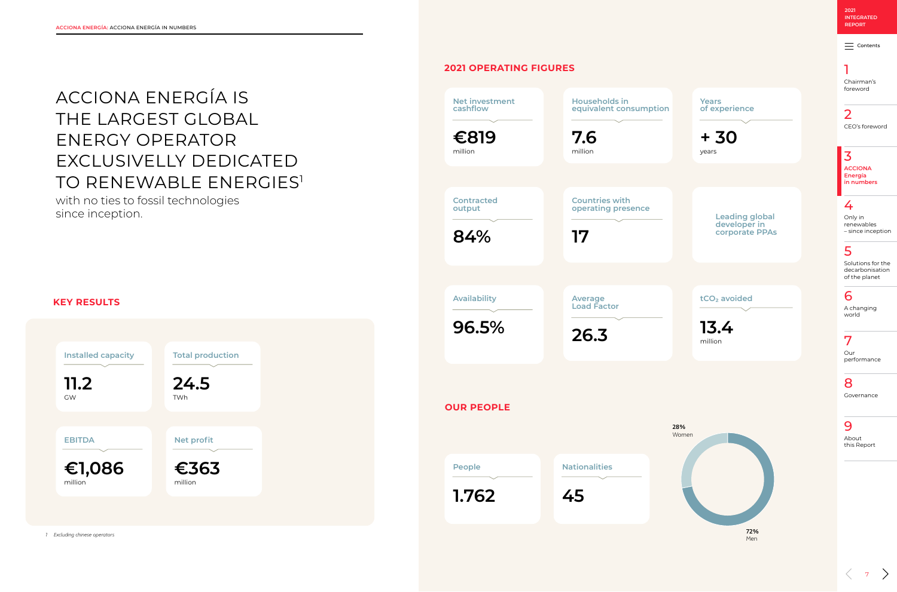# ACCIONA ENERGÍA IS THE LARGEST GLOBAL ENERGY OPERATOR EXCLUSIVELLY DEDICATED TO RENEWABLE ENERGIES[1]

with no ties to fossil technologies since inception.

## KEY RESULTS

Installed capacity
**11.2**
GW

Total production
**24.5**
TWh

EBITDA
**€1,086**
million

Net profit
**€363**
million

1 *Excluding chinese operators*

## 2021 OPERATING FIGURES

Net investment cashflow
**€819**
million

Households in equivalent consumption
**7.6**
million

Years of experience
**+ 30**
years

Contracted output
**84%**

Countries with operating presence
**17**

Leading global developer in corporate PPAs

Availability
**96.5%**

Average Load Factor
**26.3**

$tCO_2$ avoided
**13.4**
million

## OUR PEOPLE

People
**1.762**

Nationalities
**45**

28%
Women

72%
Men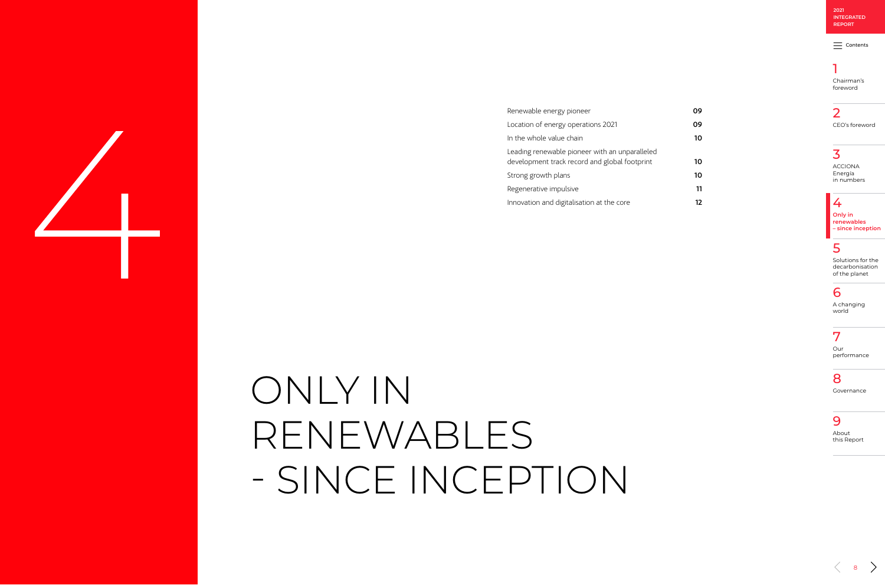# 4

| | |
|---|---|
| Renewable energy pioneer | 09 |
| Location of energy operations 2021 | 09 |
| In the whole value chain | 10 |
| Leading renewable pioneer with an unparalleled development track record and global footprint | 10 |
| Strong growth plans | 10 |
| Regenerative impulsive | 11 |
| Innovation and digitalisation at the core | 12 |

# ONLY IN RENEWABLES - SINCE INCEPTION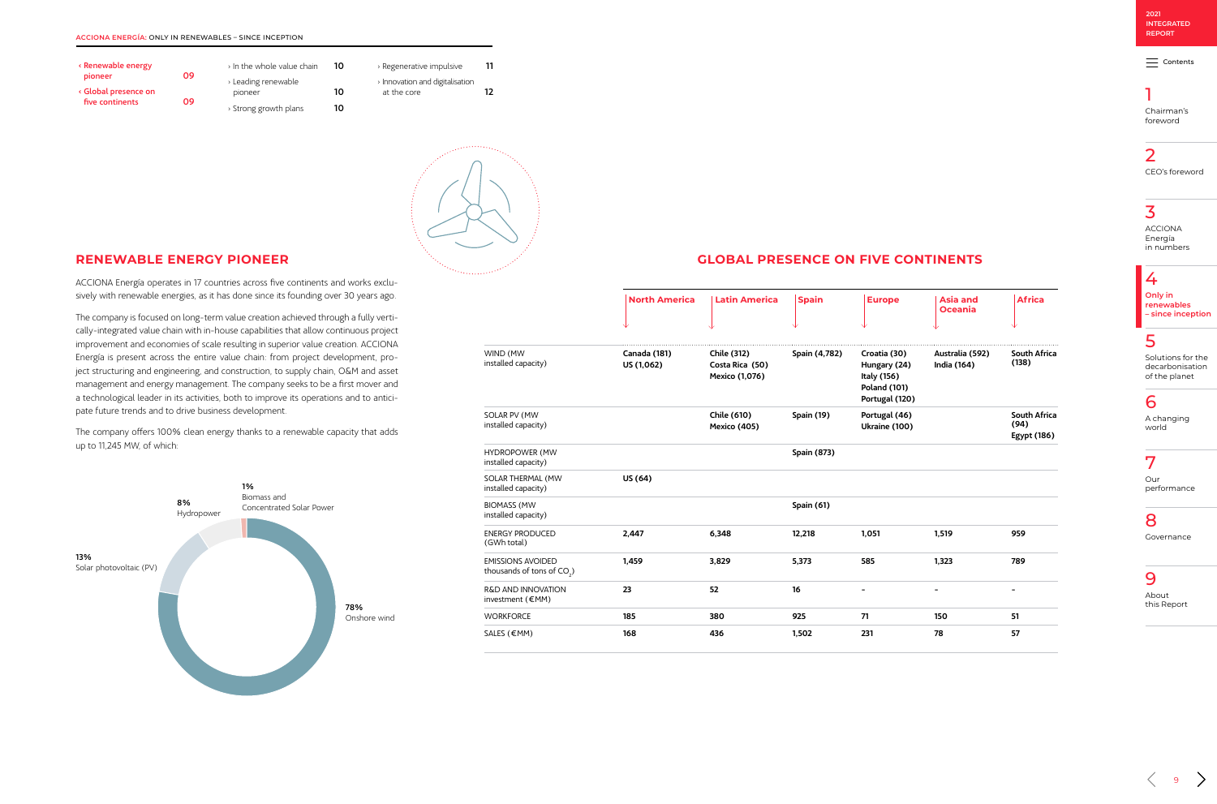ACCIONA ENERGÍA: ONLY IN RENEWABLES – SINCE INCEPTION

- ‹ Renewable energy pioneer 09
- ‹ Global presence on five continents 09
- › In the whole value chain 10
- › Leading renewable pioneer 10
- › Strong growth plans 10
- › Regenerative impulsive 11
- › Innovation and digitalisation at the core 12

## RENEWABLE ENERGY PIONEER

ACCIONA Energía operates in 17 countries across five continents and works exclusively with renewable energies, as it has done since its founding over 30 years ago.

The company is focused on long-term value creation achieved through a fully vertically-integrated value chain with in-house capabilities that allow continuous project improvement and economies of scale resulting in superior value creation. ACCIONA Energía is present across the entire value chain: from project development, project structuring and engineering, and construction, to supply chain, O&M and asset management and energy management. The company seeks to be a first mover and a technological leader in its activities, both to improve its operations and to anticipate future trends and to drive business development.

The company offers 100% clean energy thanks to a renewable capacity that adds up to 11,245 MW, of which:

1%
Biomass and Concentrated Solar Power

8%
Hydropower

13%
Solar photovoltaic (PV)

78%
Onshore wind

## GLOBAL PRESENCE ON FIVE CONTINENTS

| | North America | Latin America | Spain | Europe | Asia and Oceania | Africa |
|---|---|---|---|---|---|---|
| WIND (MW installed capacity) | **Canada (181)** **US (1,062)** | **Chile (312)** **Costa Rica (50)** **Mexico (1,076)** | **Spain (4,782)** | **Croatia (30)** **Hungary (24)** **Italy (156)** **Poland (120)** **Portugal (120)** | **Australia (592)** **India (164)** | **South Africa (138)** |
| SOLAR PV (MW installed capacity) | | **Chile (610)** **Mexico (405)** | **Spain (19)** | **Portugal (46)** **Ukraine (100)** | | **South Africa (94)** **Egypt (186)** |
| HYDROPOWER (MW installed capacity) | | | **Spain (873)** | | | |
| SOLAR THERMAL (MW installed capacity) | **US (64)** | | | | | |
| BIOMASS (MW installed capacity) | | | **Spain (61)** | | | |
| ENERGY PRODUCED (GWh total) | **2,447** | **6,348** | **12,218** | **1,051** | **1,519** | **959** |
| EMISSIONS AVOIDED thousands of tons of $CO_2$) | **1,459** | **3,829** | **5,373** | **585** | **1,323** | **789** |
| R&D AND INNOVATION investment (€MM) | **23** | **52** | **16** | **-** | **-** | **-** |
| WORKFORCE | **185** | **380** | **925** | **71** | **150** | **51** |
| SALES (€MM) | **168** | **436** | **1,502** | **231** | **78** | **57** |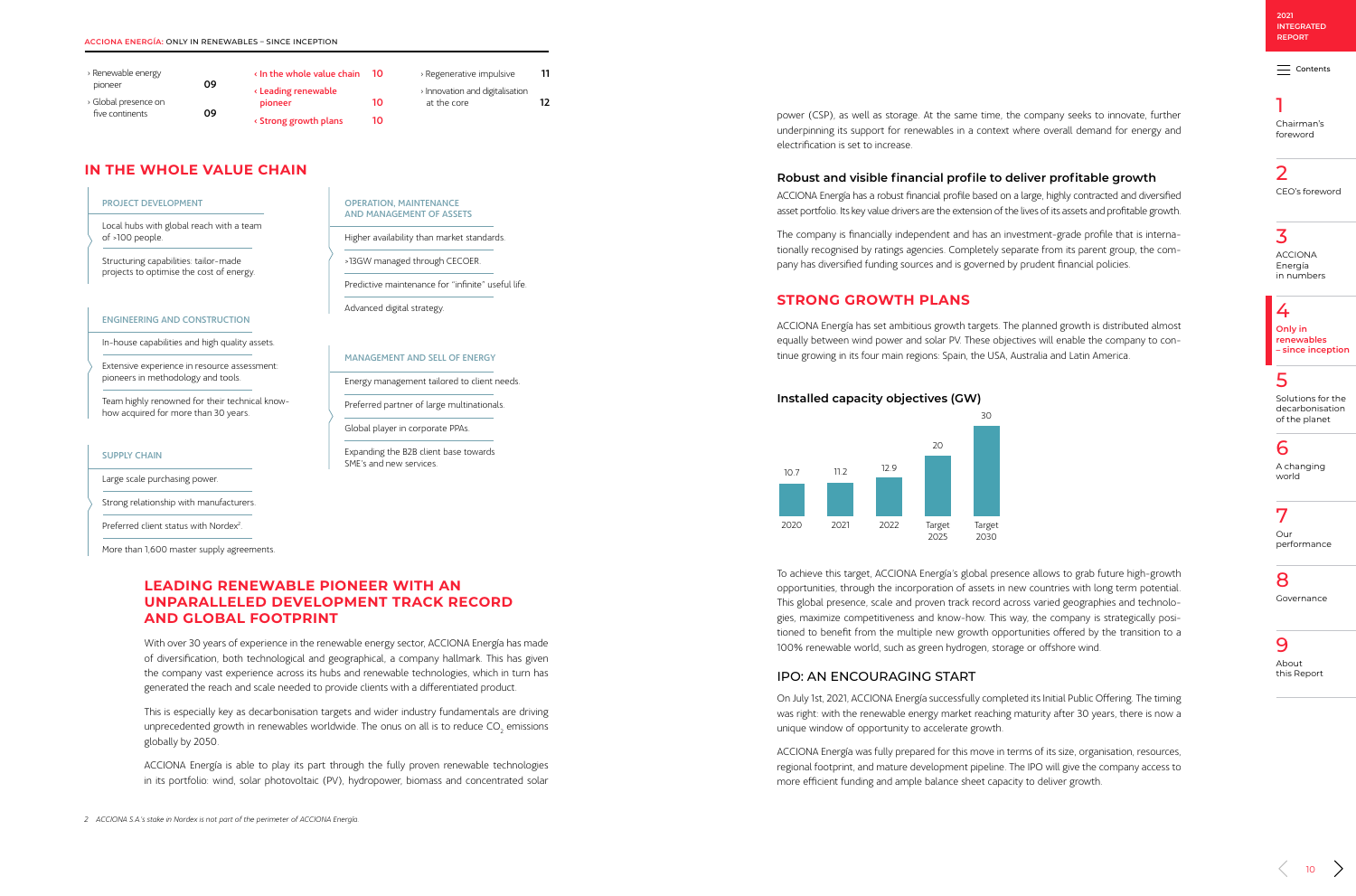› Renewable energy pioneer 09
› Global presence on five continents 09
‹ In the whole value chain 10
‹ Leading renewable pioneer 10
‹ Strong growth plans 10
› Regenerative impulsive 11
› Innovation and digitalisation at the core 12

## IN THE WHOLE VALUE CHAIN

**PROJECT DEVELOPMENT**

- Local hubs with global reach with a team of >100 people.
- Structuring capabilities: tailor-made projects to optimise the cost of energy.

**ENGINEERING AND CONSTRUCTION**

- In-house capabilities and high quality assets.
- Extensive experience in resource assessment: pioneers in methodology and tools.
- Team highly renowned for their technical know-how acquired for more than 30 years.

**SUPPLY CHAIN**

- Large scale purchasing power.
- Strong relationship with manufacturers.
- Preferred client status with Nordex[2].
- More than 1,600 master supply agreements.

**OPERATION, MAINTENANCE AND MANAGEMENT OF ASSETS**

- Higher availability than market standards.
- >13GW managed through CECOER.
- Predictive maintenance for "infinite" useful life.
- Advanced digital strategy.

**MANAGEMENT AND SELL OF ENERGY**

- Energy management tailored to client needs.
- Preferred partner of large multinationals.
- Global player in corporate PPAs.
- Expanding the B2B client base towards SME's and new services.

## LEADING RENEWABLE PIONEER WITH AN UNPARALLELED DEVELOPMENT TRACK RECORD AND GLOBAL FOOTPRINT

With over 30 years of experience in the renewable energy sector, ACCIONA Energía has made of diversification, both technological and geographical, a company hallmark. This has given the company vast experience across its hubs and renewable technologies, which in turn has generated the reach and scale needed to provide clients with a differentiated product.

This is especially key as decarbonisation targets and wider industry fundamentals are driving unprecedented growth in renewables worldwide. The onus on all is to reduce $CO_2$ emissions globally by 2050.

ACCIONA Energía is able to play its part through the fully proven renewable technologies in its portfolio: wind, solar photovoltaic (PV), hydropower, biomass and concentrated solar power (CSP), as well as storage. At the same time, the company seeks to innovate, further underpinning its support for renewables in a context where overall demand for energy and electrification is set to increase.

### Robust and visible financial profile to deliver profitable growth

ACCIONA Energía has a robust financial profile based on a large, highly contracted and diversified asset portfolio. Its key value drivers are the extension of the lives of its assets and profitable growth.

The company is financially independent and has an investment-grade profile that is internationally recognised by ratings agencies. Completely separate from its parent group, the company has diversified funding sources and is governed by prudent financial policies.

## STRONG GROWTH PLANS

ACCIONA Energía has set ambitious growth targets. The planned growth is distributed almost equally between wind power and solar PV. These objectives will enable the company to continue growing in its four main regions: Spain, the USA, Australia and Latin America.

### Installed capacity objectives (GW)

10.7
11.2
12.9
20
30
2020
2021
2022
Target 2025
Target 2030

To achieve this target, ACCIONA Energía's global presence allows to grab future high-growth opportunities, through the incorporation of assets in new countries with long term potential. This global presence, scale and proven track record across varied geographies and technologies, maximize competitiveness and know-how. This way, the company is strategically positioned to benefit from the multiple new growth opportunities offered by the transition to a 100% renewable world, such as green hydrogen, storage or offshore wind.

### IPO: AN ENCOURAGING START

On July 1st, 2021, ACCIONA Energía successfully completed its Initial Public Offering. The timing was right: with the renewable energy market reaching maturity after 30 years, there is now a unique window of opportunity to accelerate growth.

ACCIONA Energía was fully prepared for this move in terms of its size, organisation, resources, regional footprint, and mature development pipeline. The IPO will give the company access to more efficient funding and ample balance sheet capacity to deliver growth.

*2 ACCIONA S.A.'s stake in Nordex is not part of the perimeter of ACCIONA Energía.*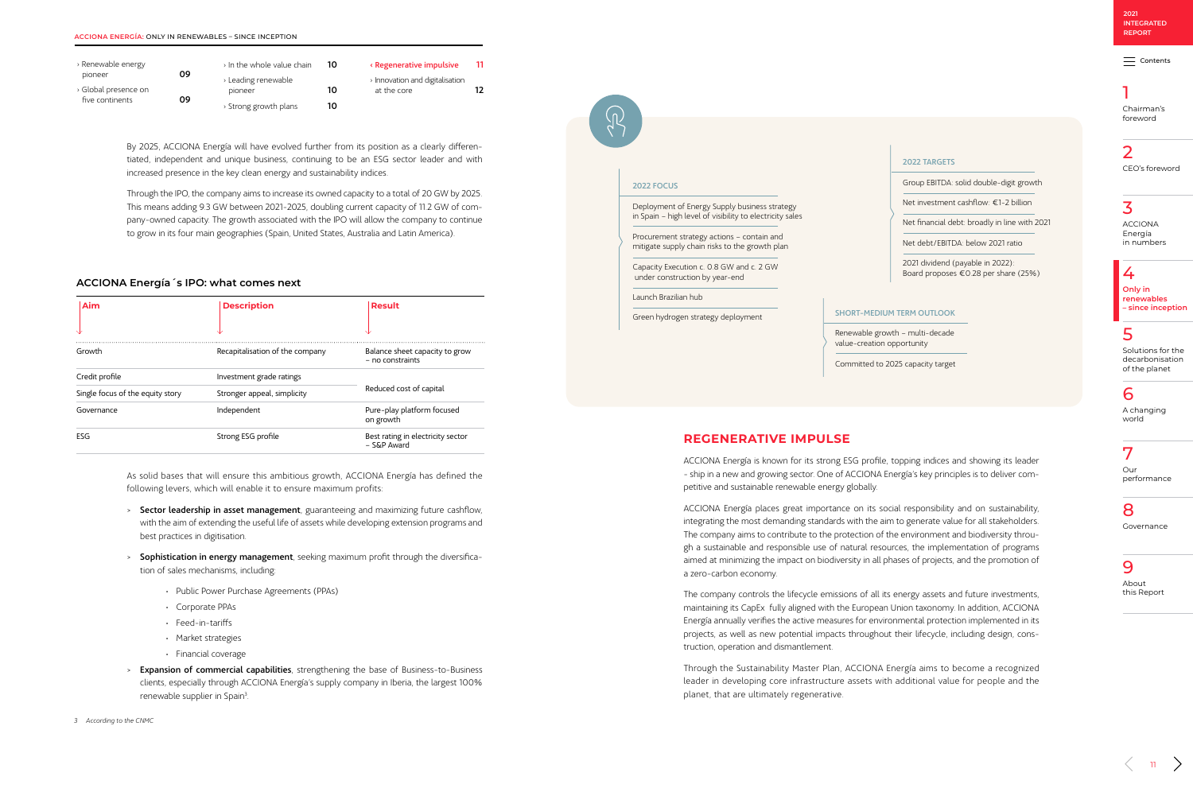By 2025, ACCIONA Energía will have evolved further from its position as a clearly differentiated, independent and unique business, continuing to be an ESG sector leader and with increased presence in the key clean energy and sustainability indices.

Through the IPO, the company aims to increase its owned capacity to a total of 20 GW by 2025. This means adding 9.3 GW between 2021-2025, doubling current capacity of 11.2 GW of company-owned capacity. The growth associated with the IPO will allow the company to continue to grow in its four main geographies (Spain, United States, Australia and Latin America).

### ACCIONA Energía´s IPO: what comes next

| Aim | Description | Result |
|---|---|---|
| Growth | Recapitalisation of the company | Balance sheet capacity to grow – no constraints |
| Credit profile | Investment grade ratings | Reduced cost of capital |
| Single focus of the equity story | Stronger appeal, simplicity | |
| Governance | Independent | Pure-play platform focused on growth |
| ESG | Strong ESG profile | Best rating in electricity sector – S&P Award |

As solid bases that will ensure this ambitious growth, ACCIONA Energía has defined the following levers, which will enable it to ensure maximum profits:

- **Sector leadership in asset management**, guaranteeing and maximizing future cashflow, with the aim of extending the useful life of assets while developing extension programs and best practices in digitisation.
- **Sophistication in energy management**, seeking maximum profit through the diversification of sales mechanisms, including:
  - Public Power Purchase Agreements (PPAs)
  - Corporate PPAs
  - Feed-in-tariffs
  - Market strategies
  - Financial coverage
- **Expansion of commercial capabilities**, strengthening the base of Business-to-Business clients, especially through ACCIONA Energía's supply company in Iberia, the largest 100% renewable supplier in Spain[3].

3 According to the CNMC

#### 2022 FOCUS

- Deployment of Energy Supply business strategy in Spain – high level of visibility to electricity sales
- Procurement strategy actions – contain and mitigate supply chain risks to the growth plan
- Capacity Execution c. 0.8 GW and c. 2 GW under construction by year-end
- Launch Brazilian hub
- Green hydrogen strategy deployment

#### 2022 TARGETS

- Group EBITDA: solid double-digit growth
- Net investment cashflow: €1-2 billion
- Net financial debt: broadly in line with 2021
- Net debt/EBITDA: below 2021 ratio
- 2021 dividend (payable in 2022): Board proposes €0.28 per share (25%)

#### SHORT-MEDIUM TERM OUTLOOK

- Renewable growth – multi-decade value-creation opportunity
- Committed to 2025 capacity target

## REGENERATIVE IMPULSE

ACCIONA Energía is known for its strong ESG profile, topping indices and showing its leadership in a new and growing sector. One of ACCIONA Energía's key principles is to deliver competitive and sustainable renewable energy globally.

ACCIONA Energía places great importance on its social responsibility and on sustainability, integrating the most demanding standards with the aim to generate value for all stakeholders. The company aims to contribute to the protection of the environment and biodiversity through a sustainable and responsible use of natural resources, the implementation of programs aimed at minimizing the impact on biodiversity in all phases of projects, and the promotion of a zero-carbon economy.

The company controls the lifecycle emissions of all its energy assets and future investments, maintaining its CapEx fully aligned with the European Union taxonomy. In addition, ACCIONA Energía annually verifies the active measures for environmental protection implemented in its projects, as well as new potential impacts throughout their lifecycle, including design, construction, operation and dismantlement.

Through the Sustainability Master Plan, ACCIONA Energía aims to become a recognized leader in developing core infrastructure assets with additional value for people and the planet, that are ultimately regenerative.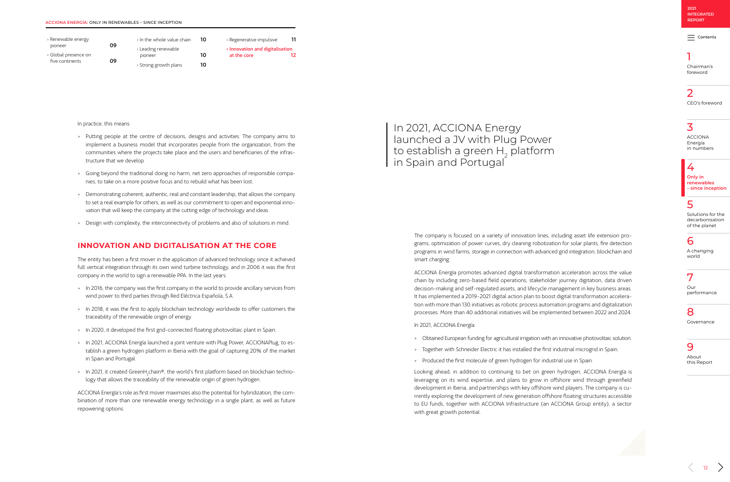In practice, this means:

- Putting people at the centre of decisions, designs and activities. The company aims to implement a business model that incorporates people from the organization, from the communities where the projects take place and the users and beneficiaries of the infrastructure that we develop.
- Going beyond the traditional doing no harm, net zero approaches of responsible companies, to take on a more positive focus and to rebuild what has been lost.
- Demonstrating coherent, authentic, real and constant leadership, that allows the company to set a real example for others, as well as our commitment to open and exponential innovation that will keep the company at the cutting edge of technology and ideas.
- Design with complexity, the interconnectivity of problems and also of solutions in mind.

## INNOVATION AND DIGITALISATION AT THE CORE

The entity has been a first mover in the application of advanced technology since it achieved full vertical integration through its own wind turbine technology, and in 2006 it was the first company in the world to sign a renewable PPA. In the last years:

- In 2016, the company was the first company in the world to provide ancillary services from wind power to third parties through Red Eléctrica Española, S.A.
- In 2018, it was the first to apply blockchain technology worldwide to offer customers the traceability of the renewable origin of energy.
- In 2020, it developed the first grid-connected floating photovoltaic plant in Spain.
- In 2021, ACCIONA Energía launched a joint venture with Plug Power, ACCIONAPlug, to establish a green hydrogen platform in Iberia with the goal of capturing 20% of the market in Spain and Portugal.
- In 2021, it created Green$H_2$chain®, the world's first platform based on blockchain technology that allows the traceability of the renewable origin of green hydrogen.

ACCIONA Energía's role as first mover maximizes also the potential for hybridization, the combination of more than one renewable energy technology in a single plant, as well as future repowering options.

> In 2021, ACCIONA Energy launched a JV with Plug Power to establish a green $H_2$ platform in Spain and Portugal

The company is focused on a variety of innovation lines, including asset life extension programs, optimization of power curves, dry cleaning robotization for solar plants, fire detection programs in wind farms, storage in connection with advanced grid integration, blockchain and smart charging.

ACCIONA Energía promotes advanced digital transformation acceleration across the value chain by including zero-based field operations, stakeholder journey digitation, data driven decision-making and self-regulated assets, and lifecycle management in key business areas. It has implemented a 2019-2021 digital action plan to boost digital transformation acceleration with more than 130 initiatives as robotic process automation programs and digitalization processes. More than 40 additional initiatives will be implemented between 2022 and 2024.

In 2021, ACCIONA Energía:

- Obtained European funding for agricultural irrigation with an innovative photovoltaic solution.
- Together with Schneider Electric it has installed the first industrial microgrid in Spain.
- Produced the first molecule of green hydrogen for industrial use in Spain.

Looking ahead, in addition to continuing to bet on green hydrogen, ACCIONA Energía is leveraging on its wind expertise, and plans to grow in offshore wind through greenfield development in Iberia, and partnerships with key offshore wind players. The company is currently exploring the development of new generation offshore floating structures accessible to EU funds, together with ACCIONA Infrastructure (an ACCIONA Group entity), a sector with great growth potential.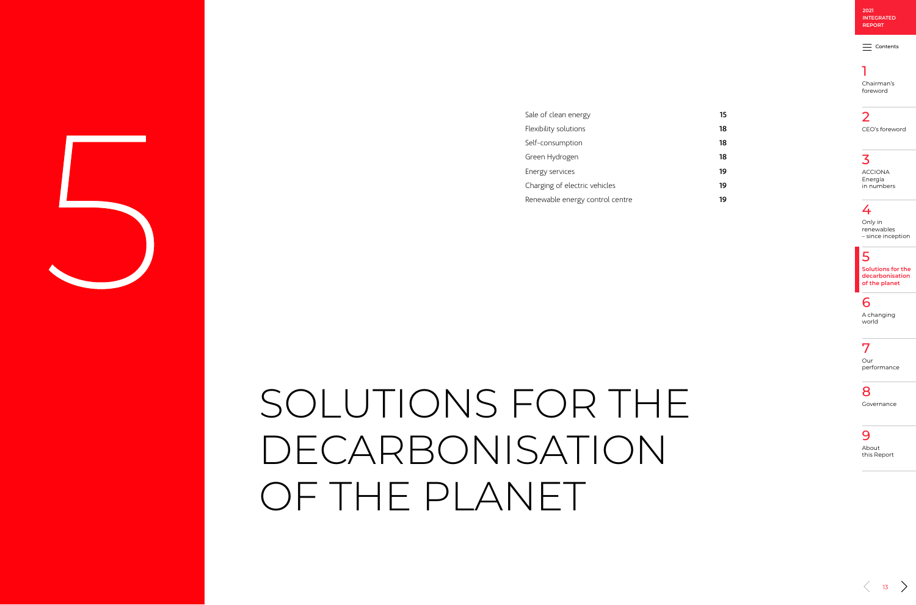# 5

# SOLUTIONS FOR THE DECARBONISATION OF THE PLANET

| | |
|---|---|
| Sale of clean energy | 15 |
| Flexibility solutions | 18 |
| Self-consumption | 18 |
| Green Hydrogen | 18 |
| Energy services | 19 |
| Charging of electric vehicles | 19 |
| Renewable energy control centre | 19 |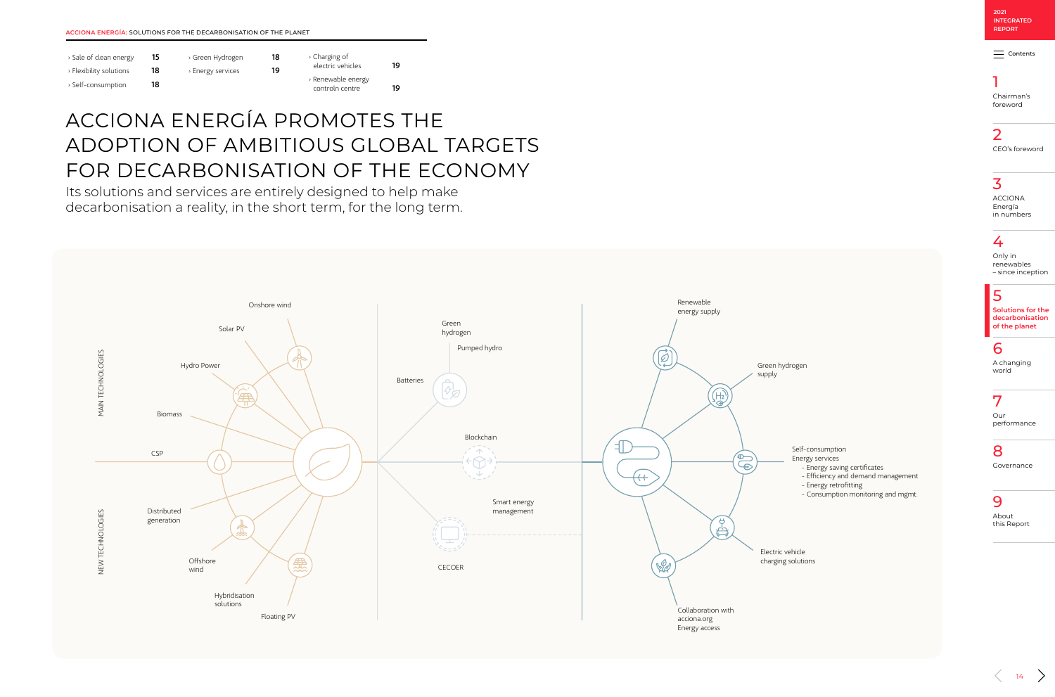- Sale of clean energy 15
- Flexibility solutions 18
- Self-consumption 18
- Green Hydrogen 18
- Energy services 19
- Charging of electric vehicles 19
- Renewable energy controln centre 19

# ACCIONA ENERGÍA PROMOTES THE ADOPTION OF AMBITIOUS GLOBAL TARGETS FOR DECARBONISATION OF THE ECONOMY

Its solutions and services are entirely designed to help make decarbonisation a reality, in the short term, for the long term.

MAIN TECHNOLOGIES

Onshore wind

Solar PV

Hydro Power

Biomass

CSP

NEW TECHNOLOGIES

Distributed generation

Offshore wind

Hybridisation solutions

Floating PV

Green hydrogen

Pumped hydro

Batteries

Blockchain

Smart energy management

CECOER

Renewable energy supply

Green hydrogen supply

Self-consumption
Energy services
- Energy saving certificates
- Efficiency and demand management
- Energy retrofitting
- Consumption monitoring and mgmt.

Electric vehicle charging solutions

Collaboration with acciona.org
Energy access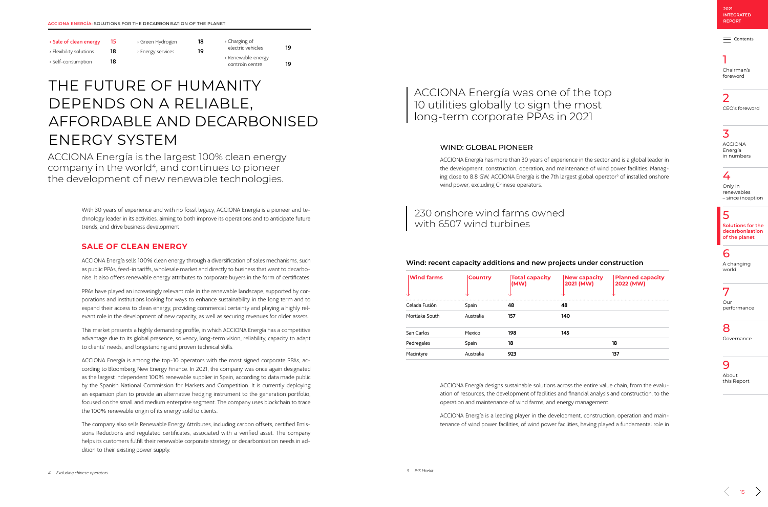‹ Sale of clean energy 15 › Flexibility solutions 18 › Self-consumption 18 › Green Hydrogen 18 › Energy services 19 › Charging of electric vehicles 19 › Renewable energy controln centre 19

# THE FUTURE OF HUMANITY DEPENDS ON A RELIABLE, AFFORDABLE AND DECARBONISED ENERGY SYSTEM

ACCIONA Energía is the largest 100% clean energy company in the world[4], and continues to pioneer the development of new renewable technologies.

With 30 years of experience and with no fossil legacy, ACCIONA Energía is a pioneer and technology leader in its activities, aiming to both improve its operations and to anticipate future trends, and drive business development.

## SALE OF CLEAN ENERGY

ACCIONA Energía sells 100% clean energy through a diversification of sales mechanisms, such as public PPAs, feed-in tariffs, wholesale market and directly to business that want to decarbonise. It also offers renewable energy attributes to corporate buyers in the form of certificates.

PPAs have played an increasingly relevant role in the renewable landscape, supported by corporations and institutions looking for ways to enhance sustainability in the long term and to expand their access to clean energy, providing commercial certainty and playing a highly relevant role in the development of new capacity, as well as securing revenues for older assets.

This market presents a highly demanding profile, in which ACCIONA Energía has a competitive advantage due to its global presence, solvency, long-term vision, reliability, capacity to adapt to clients' needs, and longstanding and proven technical skills.

ACCIONA Energía is among the top-10 operators with the most signed corporate PPAs, according to Bloomberg New Energy Finance. In 2021, the company was once again designated as the largest independent 100% renewable supplier in Spain, according to data made public by the Spanish National Commission for Markets and Competition. It is currently deploying an expansion plan to provide an alternative hedging instrument to the generation portfolio, focused on the small and medium enterprise segment. The company uses blockchain to trace the 100% renewable origin of its energy sold to clients.

The company also sells Renewable Energy Attributes, including carbon offsets, certified Emissions Reductions and regulated certificates, associated with a verified asset. The company helps its customers fulfill their renewable corporate strategy or decarbonization needs in addition to their existing power supply.

4 *Excluding chinese operators.*

ACCIONA Energía was one of the top 10 utilities globally to sign the most long-term corporate PPAs in 2021

### WIND: GLOBAL PIONEER

ACCIONA Energía has more than 30 years of experience in the sector and is a global leader in the development, construction, operation, and maintenance of wind power facilities. Managing close to 8.8 GW, ACCIONA Energía is the 7th largest global operator[5] of installed onshore wind power, excluding Chinese operators.

230 onshore wind farms owned with 6507 wind turbines

**Wind: recent capacity additions and new projects under construction**

| Wind farms | Country | Total capacity (MW) | New capacity 2021 (MW) | Planned capacity 2022 (MW) |
|---|---|---|---|---|
| Celada Fusión | Spain | 48 | 48 | |
| Mortlake South | Australia | 157 | 140 | |
| San Carlos | Mexico | 198 | 145 | |
| Pedregales | Spain | 18 | | 18 |
| Macintyre | Australia | 923 | | 137 |

ACCIONA Energía designs sustainable solutions across the entire value chain, from the evaluation of resources, the development of facilities and financial analysis and construction, to the operation and maintenance of wind farms, and energy management.

ACCIONA Energía is a leading player in the development, construction, operation and maintenance of wind power facilities, of wind power facilities, having played a fundamental role in

5 *IHS Markit*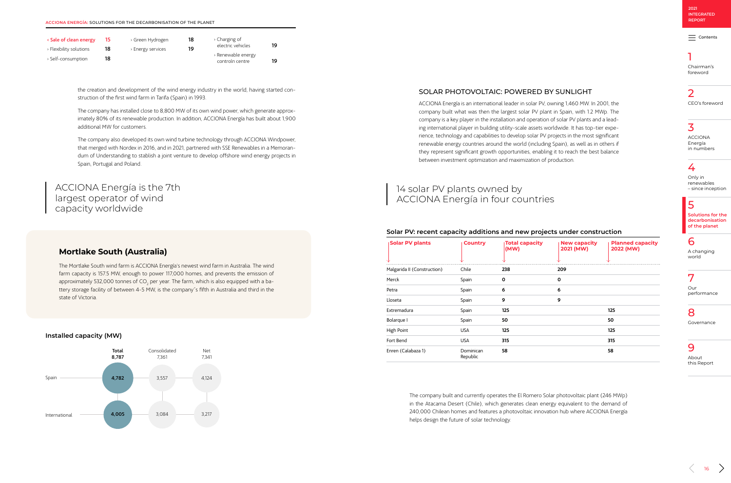the creation and development of the wind energy industry in the world, having started construction of the first wind farm in Tarifa (Spain) in 1993.

The company has installed close to 8,800 MW of its own wind power, which generate approximately 80% of its renewable production. In addition, ACCIONA Energía has built about 1,900 additional MW for customers.

The company also developed its own wind turbine technology through ACCIONA Windpower, that merged with Nordex in 2016, and in 2021, partnered with SSE Renewables in a Memorandum of Understanding to stablish a joint venture to develop offshore wind energy projects in Spain, Portugal and Poland.

> ACCIONA Energía is the 7th largest operator of wind capacity worldwide

## Mortlake South (Australia)

The Mortlake South wind farm is ACCIONA Energía's newest wind farm in Australia. The wind farm capacity is 157.5 MW, enough to power 117,000 homes, and prevents the emission of approximately 532,000 tonnes of $CO_2$ per year. The farm, which is also equipped with a battery storage facility of between 4-5 MW, is the company´s fifth in Australia and third in the state of Victoria.

### Installed capacity (MW)

Total 8,787
Consolidated 7,361
Net 7,341

Spain: 4,782 / 3,557 / 4,124

International: 4,005 / 3,084 / 3,217

## SOLAR PHOTOVOLTAIC: POWERED BY SUNLIGHT

ACCIONA Energía is an international leader in solar PV, owning 1,460 MW. In 2001, the company built what was then the largest solar PV plant in Spain, with 1.2 MWp. The company is a key player in the installation and operation of solar PV plants and a leading international player in building utility-scale assets worldwide. It has top-tier experience, technology and capabilities to develop solar PV projects in the most significant renewable energy countries around the world (including Spain), as well as in others if they represent significant growth opportunities, enabling it to reach the best balance between investment optimization and maximization of production.

> 14 solar PV plants owned by ACCIONA Energía in four countries

### Solar PV: recent capacity additions and new projects under construction

| Solar PV plants | Country | Total capacity (MW) | New capacity 2021 (MW) | Planned capacity 2022 (MW) |
|---|---|---|---|---|
| Malgarida II (Construction) | Chile | 238 | 209 | |
| Merck | Spain | 0 | 0 | |
| Petra | Spain | 6 | 6 | |
| Lloseta | Spain | 9 | 9 | |
| Extremadura | Spain | 125 | | 125 |
| Bolarque I | Spain | 50 | | 50 |
| High Point | USA | 125 | | 125 |
| Fort Bend | USA | 315 | | 315 |
| Enren (Calabaza 1) | Dominican Republic | 58 | | 58 |

The company built and currently operates the El Romero Solar photovoltaic plant (246 MWp) in the Atacama Desert (Chile), which generates clean energy equivalent to the demand of 240,000 Chilean homes and features a photovoltaic innovation hub where ACCIONA Energía helps design the future of solar technology.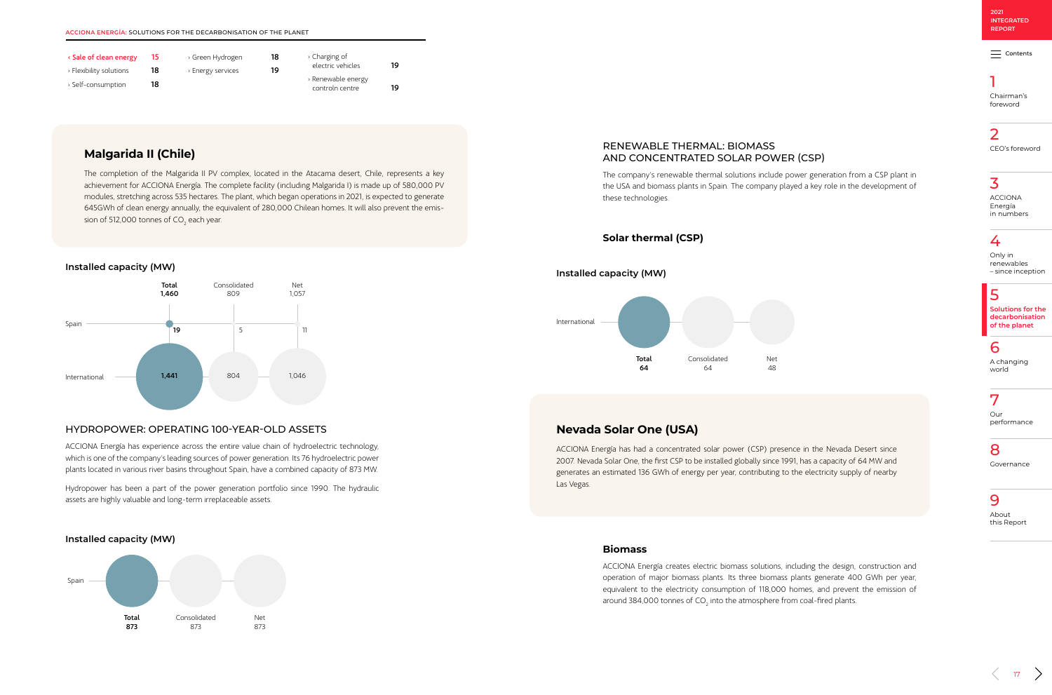ACCIONA ENERGÍA: SOLUTIONS FOR THE DECARBONISATION OF THE PLANET

- ‹ Sale of clean energy 15
- › Flexibility solutions 18
- › Self-consumption 18
- › Green Hydrogen 18
- › Energy services 19
- › Charging of electric vehicles 19
- › Renewable energy controln centre 19

## Malgarida II (Chile)

The completion of the Malgarida II PV complex, located in the Atacama desert, Chile, represents a key achievement for ACCIONA Energía. The complete facility (including Malgarida I) is made up of 580,000 PV modules, stretching across 535 hectares. The plant, which began operations in 2021, is expected to generate 645GWh of clean energy annually, the equivalent of 280,000 Chilean homes. It will also prevent the emission of 512,000 tonnes of $CO_2$ each year.

### Installed capacity (MW)

Total 1,460
Consolidated 809
Net 1,057
Spain 19 5 11
International 1,441 804 1,046

## HYDROPOWER: OPERATING 100-YEAR-OLD ASSETS

ACCIONA Energía has experience across the entire value chain of hydroelectric technology, which is one of the company's leading sources of power generation. Its 76 hydroelectric power plants located in various river basins throughout Spain, have a combined capacity of 873 MW.

Hydropower has been a part of the power generation portfolio since 1990. The hydraulic assets are highly valuable and long-term irreplaceable assets.

### Installed capacity (MW)

Spain
Total 873
Consolidated 873
Net 873

## RENEWABLE THERMAL: BIOMASS AND CONCENTRATED SOLAR POWER (CSP)

The company's renewable thermal solutions include power generation from a CSP plant in the USA and biomass plants in Spain. The company played a key role in the development of these technologies.

### Solar thermal (CSP)

### Installed capacity (MW)

International
Total 64
Consolidated 64
Net 48

## Nevada Solar One (USA)

ACCIONA Energía has had a concentrated solar power (CSP) presence in the Nevada Desert since 2007. Nevada Solar One, the first CSP to be installed globally since 1991, has a capacity of 64 MW and generates an estimated 136 GWh of energy per year, contributing to the electricity supply of nearby Las Vegas.

### Biomass

ACCIONA Energía creates electric biomass solutions, including the design, construction and operation of major biomass plants. Its three biomass plants generate 400 GWh per year, equivalent to the electricity consumption of 118,000 homes, and prevent the emission of around 384,000 tonnes of $CO_2$ into the atmosphere from coal-fired plants.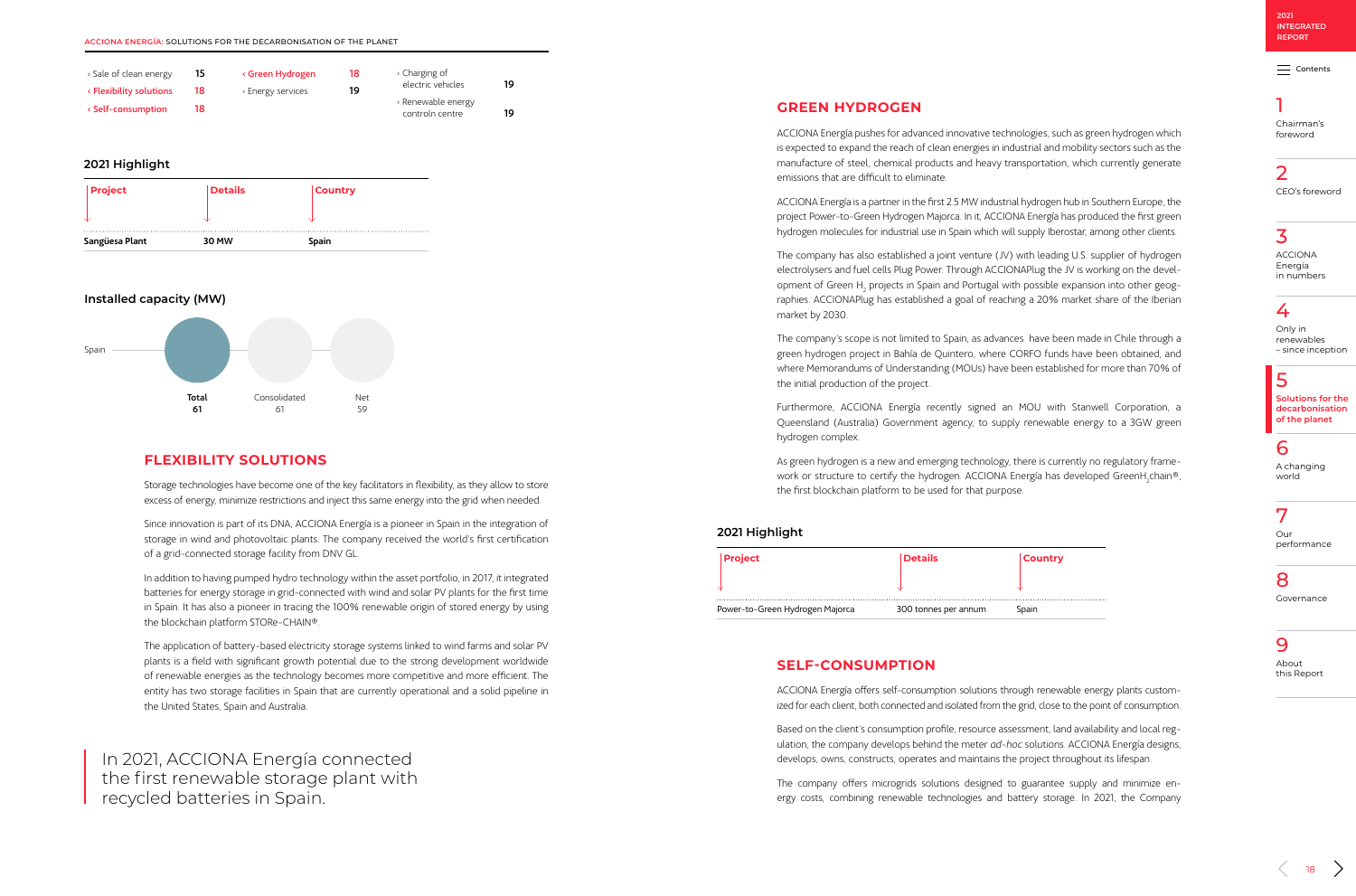ACCIONA ENERGÍA: SOLUTIONS FOR THE DECARBONISATION OF THE PLANET

| | | | | | |
|---|---|---|---|---|---|
| › Sale of clean energy | 15 | ‹ Green Hydrogen | 18 | › Charging of electric vehicles | 19 |
| ‹ Flexibility solutions | 18 | › Energy services | 19 | › Renewable energy controln centre | 19 |
| ‹ Self-consumption | 18 | | | | |

### 2021 Highlight

| Project | Details | Country |
|---|---|---|
| Sangüesa Plant | 30 MW | Spain |

### Installed capacity (MW)

Spain

Total 61

Consolidated 61

Net 59

## FLEXIBILITY SOLUTIONS

Storage technologies have become one of the key facilitators in flexibility, as they allow to store excess of energy, minimize restrictions and inject this same energy into the grid when needed.

Since innovation is part of its DNA, ACCIONA Energía is a pioneer in Spain in the integration of storage in wind and photovoltaic plants. The company received the world's first certification of a grid-connected storage facility from DNV GL.

In addition to having pumped hydro technology within the asset portfolio, in 2017, it integrated batteries for energy storage in grid-connected with wind and solar PV plants for the first time in Spain. It has also a pioneer in tracing the 100% renewable origin of stored energy by using the blockchain platform STORe-CHAIN®.

The application of battery-based electricity storage systems linked to wind farms and solar PV plants is a field with significant growth potential due to the strong development worldwide of renewable energies as the technology becomes more competitive and more efficient. The entity has two storage facilities in Spain that are currently operational and a solid pipeline in the United States, Spain and Australia.

In 2021, ACCIONA Energía connected the first renewable storage plant with recycled batteries in Spain.

## GREEN HYDROGEN

ACCIONA Energía pushes for advanced innovative technologies, such as green hydrogen which is expected to expand the reach of clean energies in industrial and mobility sectors such as the manufacture of steel, chemical products and heavy transportation, which currently generate emissions that are difficult to eliminate.

ACCIONA Energía is a partner in the first 2.5 MW industrial hydrogen hub in Southern Europe, the project Power-to-Green Hydrogen Majorca. In it, ACCIONA Energía has produced the first green hydrogen molecules for industrial use in Spain which will supply Iberostar, among other clients.

The company has also established a joint venture (JV) with leading U.S. supplier of hydrogen electrolysers and fuel cells Plug Power. Through ACCIONAPlug the JV is working on the development of Green $H_2$ projects in Spain and Portugal with possible expansion into other geographies. ACCIONAPlug has established a goal of reaching a 20% market share of the Iberian market by 2030.

The company's scope is not limited to Spain, as advances have been made in Chile through a green hydrogen project in Bahía de Quintero, where CORFO funds have been obtained, and where Memorandums of Understanding (MOUs) have been established for more than 70% of the initial production of the project.

Furthermore, ACCIONA Energía recently signed an MOU with Stanwell Corporation, a Queensland (Australia) Government agency, to supply renewable energy to a 3GW green hydrogen complex.

As green hydrogen is a new and emerging technology, there is currently no regulatory framework or structure to certify the hydrogen. ACCIONA Energía has developed Green$H_2$chain®, the first blockchain platform to be used for that purpose.

### 2021 Highlight

| Project | Details | Country |
|---|---|---|
| Power-to-Green Hydrogen Majorca | 300 tonnes per annum | Spain |

## SELF-CONSUMPTION

ACCIONA Energía offers self-consumption solutions through renewable energy plants customized for each client, both connected and isolated from the grid, close to the point of consumption.

Based on the client's consumption profile, resource assessment, land availability and local regulation, the company develops behind the meter *ad-hoc* solutions. ACCIONA Energía designs, develops, owns, constructs, operates and maintains the project throughout its lifespan.

The company offers microgrids solutions designed to guarantee supply and minimize energy costs, combining renewable technologies and battery storage. In 2021, the Company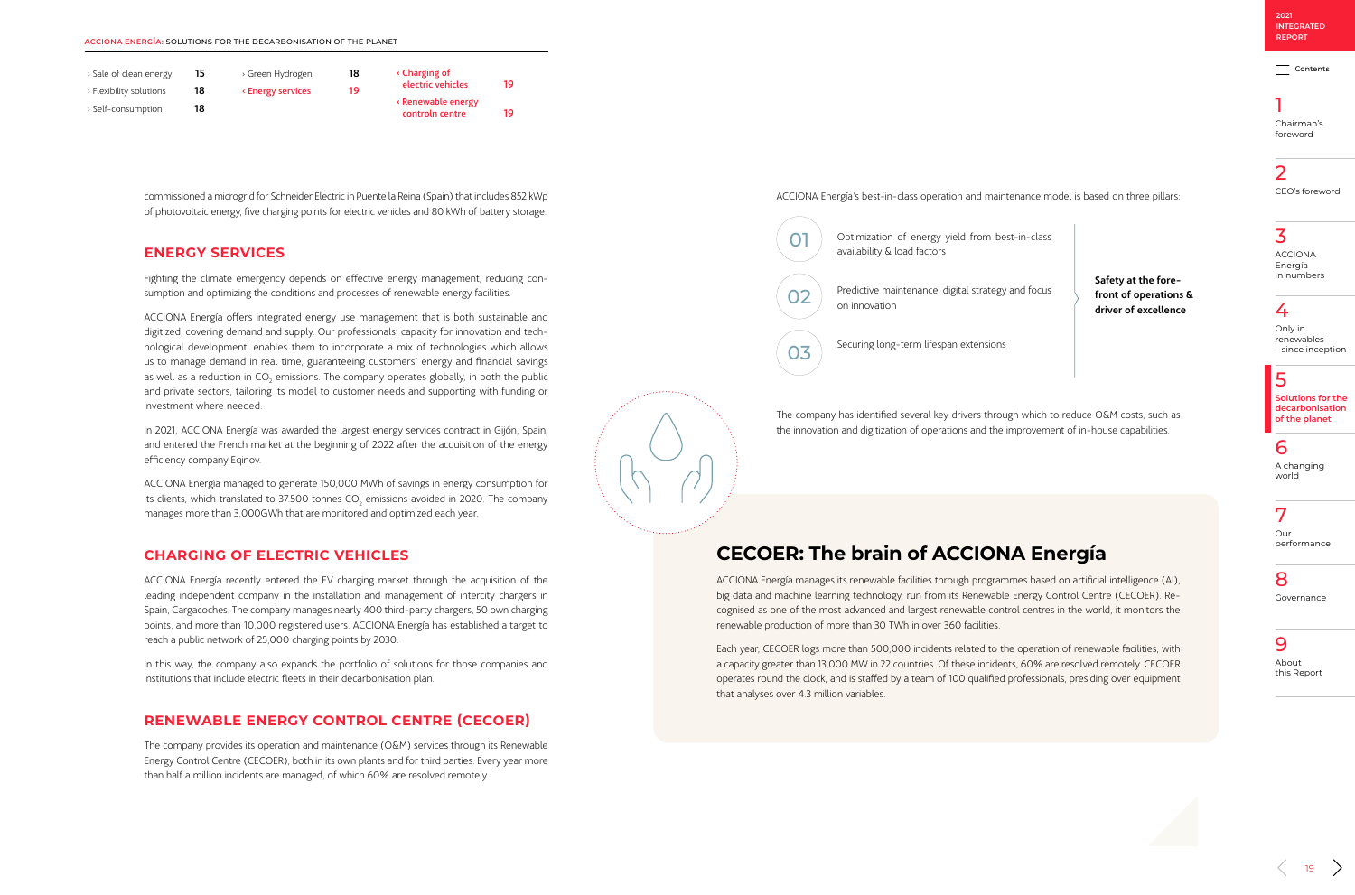commissioned a microgrid for Schneider Electric in Puente la Reina (Spain) that includes 852 kWp of photovoltaic energy, five charging points for electric vehicles and 80 kWh of battery storage.

## ENERGY SERVICES

Fighting the climate emergency depends on effective energy management, reducing consumption and optimizing the conditions and processes of renewable energy facilities.

ACCIONA Energía offers integrated energy use management that is both sustainable and digitized, covering demand and supply. Our professionals' capacity for innovation and technological development, enables them to incorporate a mix of technologies which allows us to manage demand in real time, guaranteeing customers' energy and financial savings as well as a reduction in $CO_2$ emissions. The company operates globally, in both the public and private sectors, tailoring its model to customer needs and supporting with funding or investment where needed.

In 2021, ACCIONA Energía was awarded the largest energy services contract in Gijón, Spain, and entered the French market at the beginning of 2022 after the acquisition of the energy efficiency company Eqinov.

ACCIONA Energía managed to generate 150,000 MWh of savings in energy consumption for its clients, which translated to 37.500 tonnes $CO_2$ emissions avoided in 2020. The company manages more than 3,000GWh that are monitored and optimized each year.

## CHARGING OF ELECTRIC VEHICLES

ACCIONA Energía recently entered the EV charging market through the acquisition of the leading independent company in the installation and management of intercity chargers in Spain, Cargacoches. The company manages nearly 400 third-party chargers, 50 own charging points, and more than 10,000 registered users. ACCIONA Energía has established a target to reach a public network of 25,000 charging points by 2030.

In this way, the company also expands the portfolio of solutions for those companies and institutions that include electric fleets in their decarbonisation plan.

## RENEWABLE ENERGY CONTROL CENTRE (CECOER)

The company provides its operation and maintenance (O&M) services through its Renewable Energy Control Centre (CECOER), both in its own plants and for third parties. Every year more than half a million incidents are managed, of which 60% are resolved remotely.

ACCIONA Energía's best-in-class operation and maintenance model is based on three pillars:

01 Optimization of energy yield from best-in-class availability & load factors

02 Predictive maintenance, digital strategy and focus on innovation

03 Securing long-term lifespan extensions

**Safety at the forefront of operations & driver of excellence**

The company has identified several key drivers through which to reduce O&M costs, such as the innovation and digitization of operations and the improvement of in-house capabilities.

## CECOER: The brain of ACCIONA Energía

ACCIONA Energía manages its renewable facilities through programmes based on artificial intelligence (AI), big data and machine learning technology, run from its Renewable Energy Control Centre (CECOER). Recognised as one of the most advanced and largest renewable control centres in the world, it monitors the renewable production of more than 30 TWh in over 360 facilities.

Each year, CECOER logs more than 500,000 incidents related to the operation of renewable facilities, with a capacity greater than 13,000 MW in 22 countries. Of these incidents, 60% are resolved remotely. CECOER operates round the clock, and is staffed by a team of 100 qualified professionals, presiding over equipment that analyses over 4.3 million variables.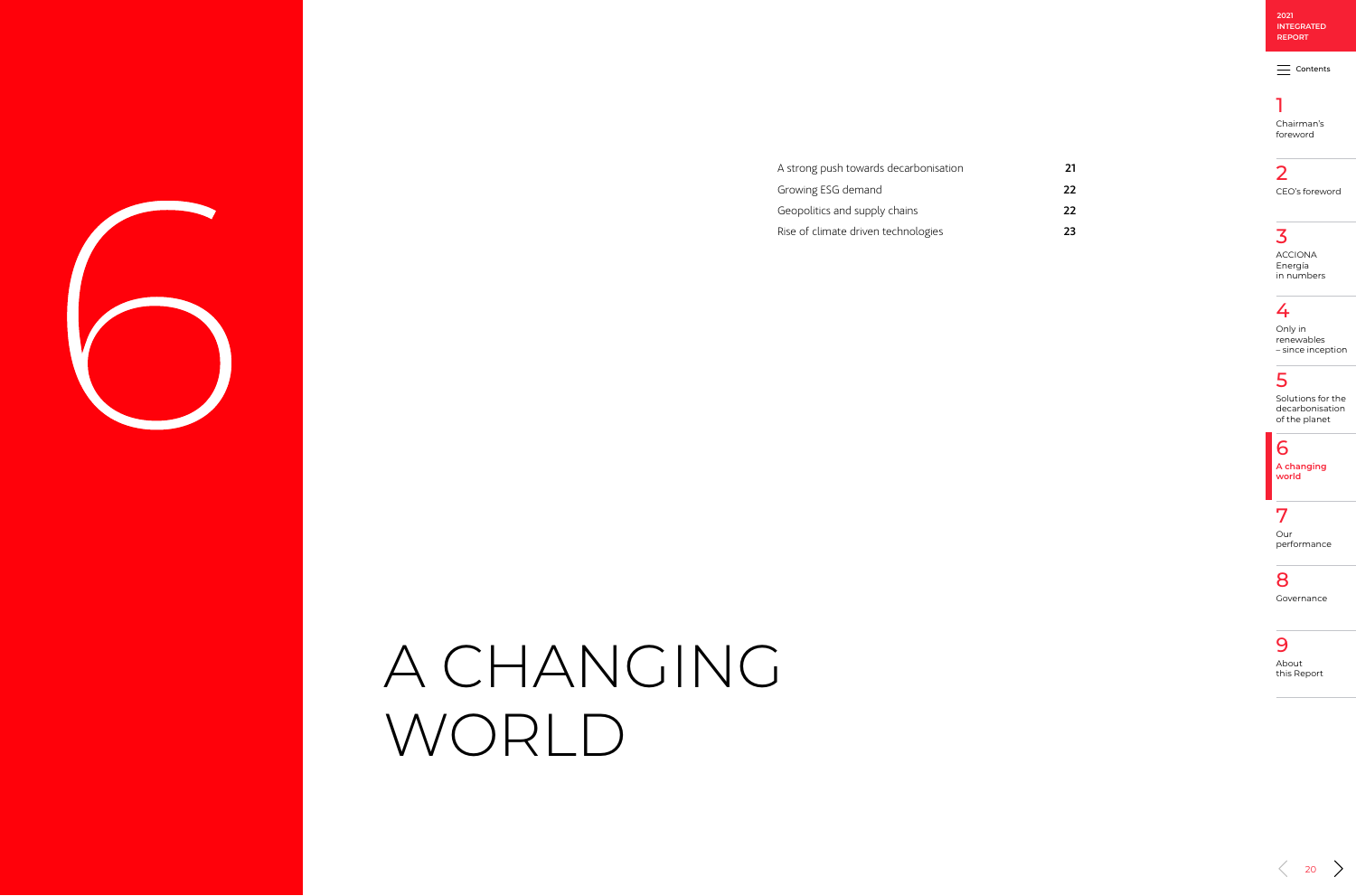# 6

# A CHANGING WORLD

| | |
|---|---|
| A strong push towards decarbonisation | 21 |
| Growing ESG demand | 22 |
| Geopolitics and supply chains | 22 |
| Rise of climate driven technologies | 23 |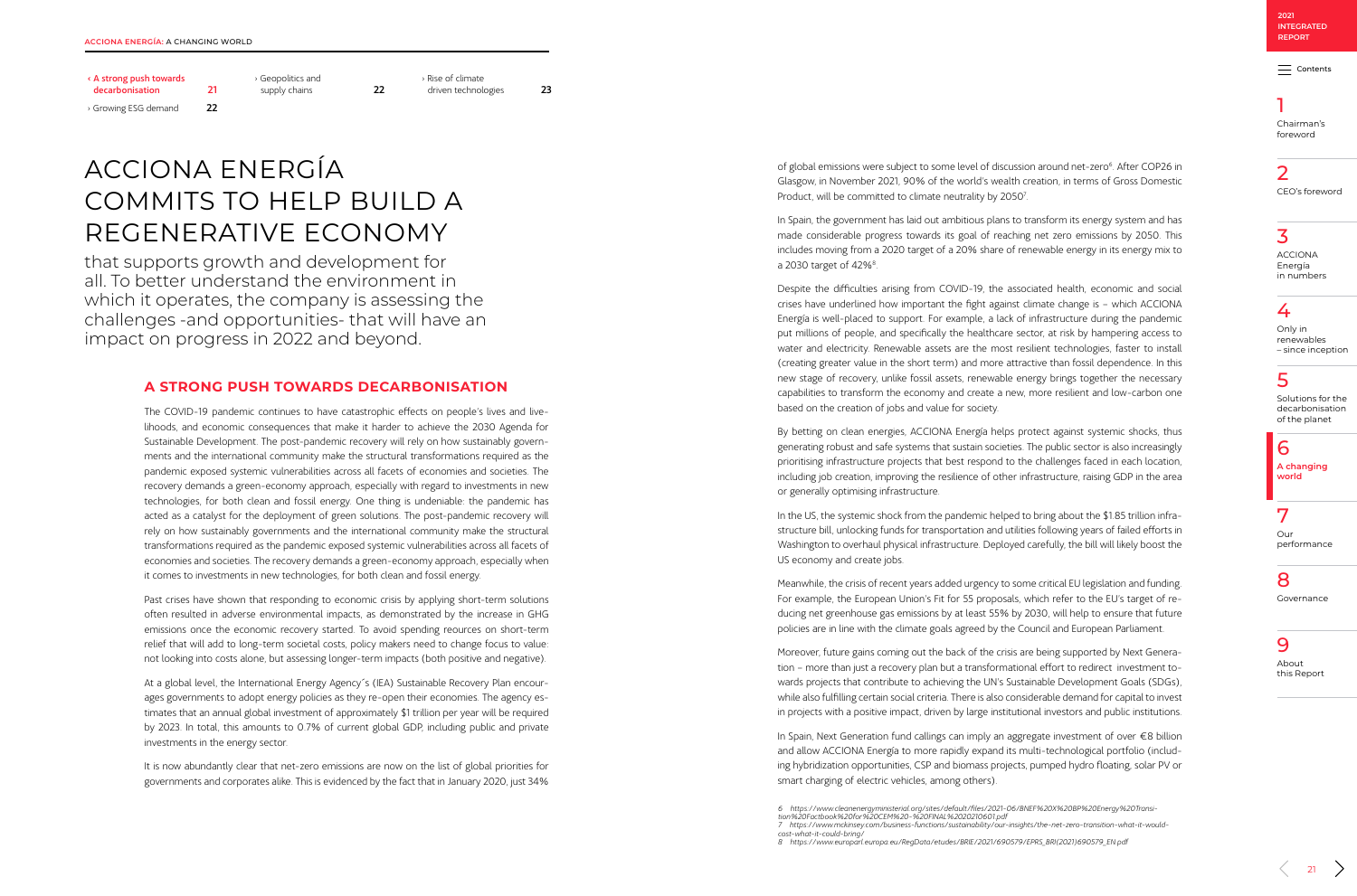# ACCIONA ENERGÍA COMMITS TO HELP BUILD A REGENERATIVE ECONOMY

that supports growth and development for all. To better understand the environment in which it operates, the company is assessing the challenges -and opportunities- that will have an impact on progress in 2022 and beyond.

## A STRONG PUSH TOWARDS DECARBONISATION

The COVID-19 pandemic continues to have catastrophic effects on people's lives and livelihoods, and economic consequences that make it harder to achieve the 2030 Agenda for Sustainable Development. The post-pandemic recovery will rely on how sustainably governments and the international community make the structural transformations required as the pandemic exposed systemic vulnerabilities across all facets of economies and societies. The recovery demands a green-economy approach, especially with regard to investments in new technologies, for both clean and fossil energy. One thing is undeniable: the pandemic has acted as a catalyst for the deployment of green solutions. The post-pandemic recovery will rely on how sustainably governments and the international community make the structural transformations required as the pandemic exposed systemic vulnerabilities across all facets of economies and societies. The recovery demands a green-economy approach, especially when it comes to investments in new technologies, for both clean and fossil energy.

Past crises have shown that responding to economic crisis by applying short-term solutions often resulted in adverse environmental impacts, as demonstrated by the increase in GHG emissions once the economic recovery started. To avoid spending reources on short-term relief that will add to long-term societal costs, policy makers need to change focus to value: not looking into costs alone, but assessing longer-term impacts (both positive and negative).

At a global level, the International Energy Agency´s (IEA) Sustainable Recovery Plan encourages governments to adopt energy policies as they re-open their economies. The agency estimates that an annual global investment of approximately $1 trillion per year will be required by 2023. In total, this amounts to 0.7% of current global GDP, including public and private investments in the energy sector.

It is now abundantly clear that net-zero emissions are now on the list of global priorities for governments and corporates alike. This is evidenced by the fact that in January 2020, just 34% of global emissions were subject to some level of discussion around net-zero[6]. After COP26 in Glasgow, in November 2021, 90% of the world's wealth creation, in terms of Gross Domestic Product, will be committed to climate neutrality by 2050[7].

In Spain, the government has laid out ambitious plans to transform its energy system and has made considerable progress towards its goal of reaching net zero emissions by 2050. This includes moving from a 2020 target of a 20% share of renewable energy in its energy mix to a 2030 target of 42%[8].

Despite the difficulties arising from COVID-19, the associated health, economic and social crises have underlined how important the fight against climate change is – which ACCIONA Energía is well-placed to support. For example, a lack of infrastructure during the pandemic put millions of people, and specifically the healthcare sector, at risk by hampering access to water and electricity. Renewable assets are the most resilient technologies, faster to install (creating greater value in the short term) and more attractive than fossil dependence. In this new stage of recovery, unlike fossil assets, renewable energy brings together the necessary capabilities to transform the economy and create a new, more resilient and low-carbon one based on the creation of jobs and value for society.

By betting on clean energies, ACCIONA Energía helps protect against systemic shocks, thus generating robust and safe systems that sustain societies. The public sector is also increasingly prioritising infrastructure projects that best respond to the challenges faced in each location, including job creation, improving the resilience of other infrastructure, raising GDP in the area or generally optimising infrastructure.

In the US, the systemic shock from the pandemic helped to bring about the $1.85 trillion infrastructure bill, unlocking funds for transportation and utilities following years of failed efforts in Washington to overhaul physical infrastructure. Deployed carefully, the bill will likely boost the US economy and create jobs.

Meanwhile, the crisis of recent years added urgency to some critical EU legislation and funding. For example, the European Union's Fit for 55 proposals, which refer to the EU's target of reducing net greenhouse gas emissions by at least 55% by 2030, will help to ensure that future policies are in line with the climate goals agreed by the Council and European Parliament.

Moreover, future gains coming out the back of the crisis are being supported by Next Generation – more than just a recovery plan but a transformational effort to redirect investment towards projects that contribute to achieving the UN's Sustainable Development Goals (SDGs), while also fulfilling certain social criteria. There is also considerable demand for capital to invest in projects with a positive impact, driven by large institutional investors and public institutions.

In Spain, Next Generation fund callings can imply an aggregate investment of over €8 billion and allow ACCIONA Energía to more rapidly expand its multi-technological portfolio (including hybridization opportunities, CSP and biomass projects, pumped hydro floating, solar PV or smart charging of electric vehicles, among others).

6 https://www.cleanenergyministerial.org/sites/default/files/2021-06/BNEF%20X%20BP%20Energy%20Transition%20Factbook%20for%20CEM%20-%20FINAL%20202106011.pdf
7 https://www.mckinsey.com/business-functions/sustainability/our-insights/the-net-zero-transition-what-it-would-cost-what-it-could-bring/
8 https://www.europarl.europa.eu/RegData/etudes/BRIE/2021/690579/EPRS_BRI(2021)690579_EN.pdf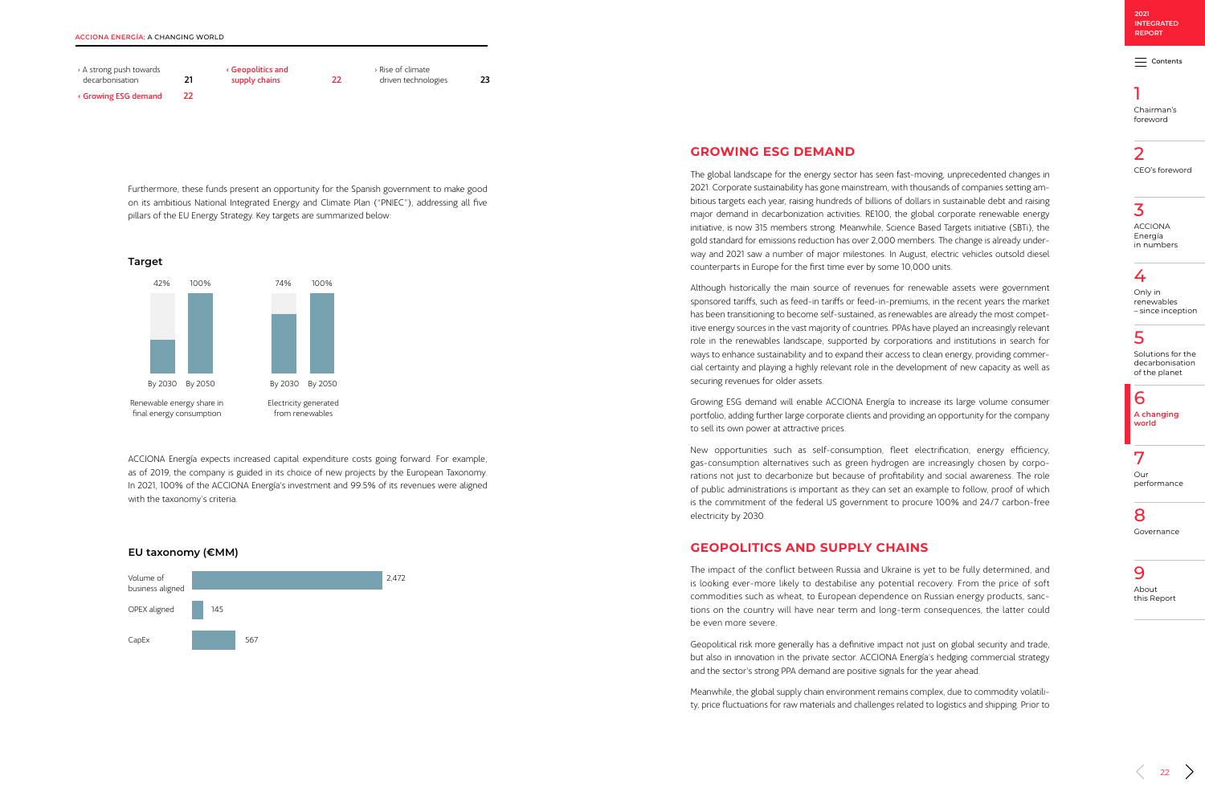Furthermore, these funds present an opportunity for the Spanish government to make good on its ambitious National Integrated Energy and Climate Plan ("PNIEC"), addressing all five pillars of the EU Energy Strategy. Key targets are summarized below:

**Target**

42%
100%
By 2030
By 2050
Renewable energy share in final energy consumption

74%
100%
By 2030
By 2050
Electricity generated from renewables

ACCIONA Energía expects increased capital expenditure costs going forward. For example, as of 2019, the company is guided in its choice of new projects by the European Taxonomy. In 2021, 100% of the ACCIONA Energía's investment and 99.5% of its revenues were aligned with the taxonomy's criteria.

**EU taxonomy (€MM)**

Volume of business aligned
2,472
OPEX aligned
145
CapEx
567

## GROWING ESG DEMAND

The global landscape for the energy sector has seen fast-moving, unprecedented changes in 2021. Corporate sustainability has gone mainstream, with thousands of companies setting ambitious targets each year, raising hundreds of billions of dollars in sustainable debt and raising major demand in decarbonization activities. RE100, the global corporate renewable energy initiative, is now 315 members strong. Meanwhile, Science Based Targets initiative (SBTi), the gold standard for emissions reduction has over 2,000 members. The change is already underway and 2021 saw a number of major milestones. In August, electric vehicles outsold diesel counterparts in Europe for the first time ever by some 10,000 units.

Although historically the main source of revenues for renewable assets were government sponsored tariffs, such as feed-in tariffs or feed-in-premiums, in the recent years the market has been transitioning to become self-sustained, as renewables are already the most competitive energy sources in the vast majority of countries. PPAs have played an increasingly relevant role in the renewables landscape, supported by corporations and institutions in search for ways to enhance sustainability and to expand their access to clean energy, providing commercial certainty and playing a highly relevant role in the development of new capacity as well as securing revenues for older assets.

Growing ESG demand will enable ACCIONA Energía to increase its large volume consumer portfolio, adding further large corporate clients and providing an opportunity for the company to sell its own power at attractive prices.

New opportunities such as self-consumption, fleet electrification, energy efficiency, gas-consumption alternatives such as green hydrogen are increasingly chosen by corporations not just to decarbonize but because of profitability and social awareness. The role of public administrations is important as they can set an example to follow, proof of which is the commitment of the federal US government to procure 100% and 24/7 carbon-free electricity by 2030.

## GEOPOLITICS AND SUPPLY CHAINS

The impact of the conflict between Russia and Ukraine is yet to be fully determined, and is looking ever-more likely to destabilise any potential recovery. From the price of soft commodities such as wheat, to European dependence on Russian energy products, sanctions on the country will have near term and long-term consequences, the latter could be even more severe.

Geopolitical risk more generally has a definitive impact not just on global security and trade, but also in innovation in the private sector. ACCIONA Energía's hedging commercial strategy and the sector's strong PPA demand are positive signals for the year ahead.

Meanwhile, the global supply chain environment remains complex, due to commodity volatility, price fluctuations for raw materials and challenges related to logistics and shipping. Prior to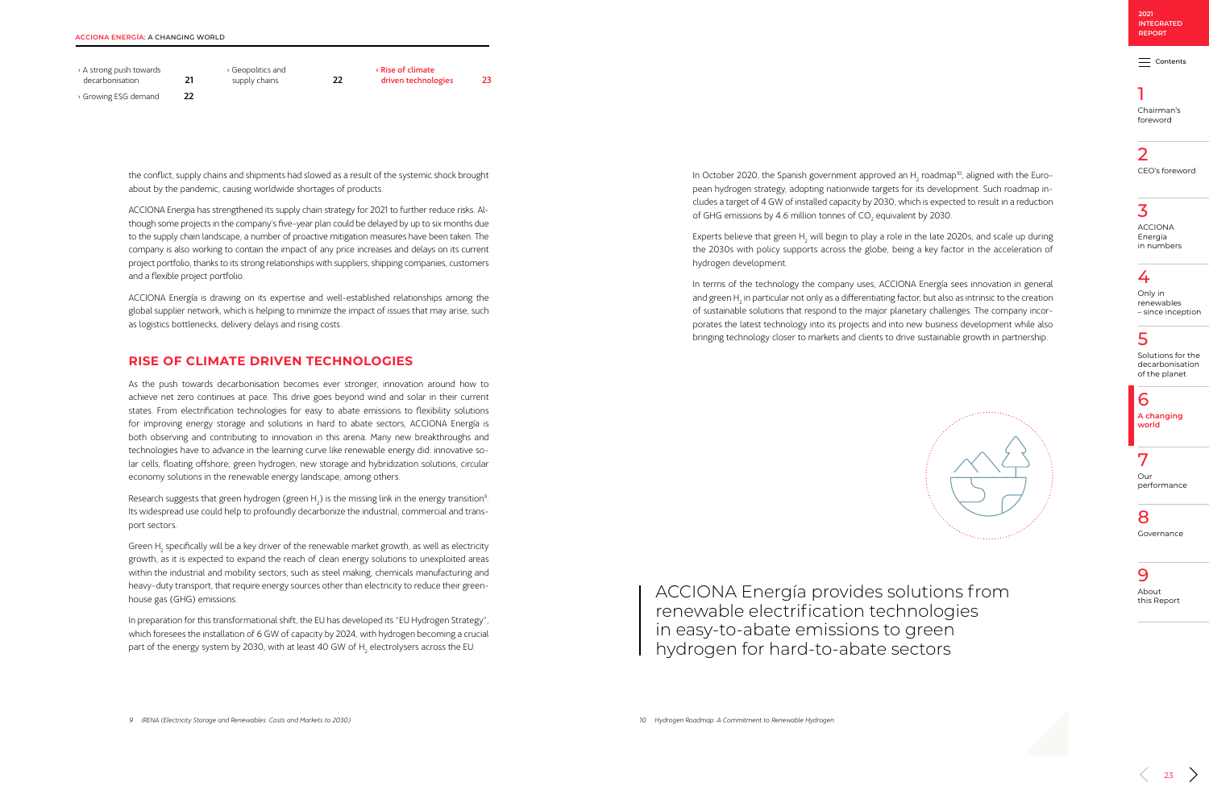the conflict, supply chains and shipments had slowed as a result of the systemic shock brought about by the pandemic, causing worldwide shortages of products.

ACCIONA Energía has strengthened its supply chain strategy for 2021 to further reduce risks. Although some projects in the company's five-year plan could be delayed by up to six months due to the supply chain landscape, a number of proactive mitigation measures have been taken. The company is also working to contain the impact of any price increases and delays on its current project portfolio, thanks to its strong relationships with suppliers, shipping companies, customers and a flexible project portfolio.

ACCIONA Energía is drawing on its expertise and well-established relationships among the global supplier network, which is helping to minimize the impact of issues that may arise, such as logistics bottlenecks, delivery delays and rising costs.

## RISE OF CLIMATE DRIVEN TECHNOLOGIES

As the push towards decarbonisation becomes ever stronger, innovation around how to achieve net zero continues at pace. This drive goes beyond wind and solar in their current states. From electrification technologies for easy to abate emissions to flexibility solutions for improving energy storage and solutions in hard to abate sectors, ACCIONA Energía is both observing and contributing to innovation in this arena. Many new breakthroughs and technologies have to advance in the learning curve like renewable energy did: innovative solar cells, floating offshore, green hydrogen, new storage and hybridization solutions, circular economy solutions in the renewable energy landscape, among others.

Research suggests that green hydrogen (green $H_2$) is the missing link in the energy transition[9]. Its widespread use could help to profoundly decarbonize the industrial, commercial and transport sectors.

Green $H_2$ specifically will be a key driver of the renewable market growth, as well as electricity growth, as it is expected to expand the reach of clean energy solutions to unexploited areas within the industrial and mobility sectors, such as steel making, chemicals manufacturing and heavy-duty transport, that require energy sources other than electricity to reduce their greenhouse gas (GHG) emissions.

In preparation for this transformational shift, the EU has developed its "EU Hydrogen Strategy", which foresees the installation of 6 GW of capacity by 2024, with hydrogen becoming a crucial part of the energy system by 2030, with at least 40 GW of $H_2$ electrolysers across the EU.

In October 2020, the Spanish government approved an $H_2$ roadmap[10], aligned with the European hydrogen strategy, adopting nationwide targets for its development. Such roadmap includes a target of 4 GW of installed capacity by 2030, which is expected to result in a reduction of GHG emissions by 4.6 million tonnes of $CO_2$ equivalent by 2030.

Experts believe that green $H_2$ will begin to play a role in the late 2020s, and scale up during the 2030s with policy supports across the globe, being a key factor in the acceleration of hydrogen development.

In terms of the technology the company uses, ACCIONA Energía sees innovation in general and green $H_2$ in particular not only as a differentiating factor, but also as intrinsic to the creation of sustainable solutions that respond to the major planetary challenges. The company incorporates the latest technology into its projects and into new business development while also bringing technology closer to markets and clients to drive sustainable growth in partnership.

> ACCIONA Energía provides solutions from renewable electrification technologies in easy-to-abate emissions to green hydrogen for hard-to-abate sectors

9 IRENA (Electricity Storage and Renewables: Costs and Markets to 2030)

10 Hydrogen Roadmap: A Commitment to Renewable Hydrogen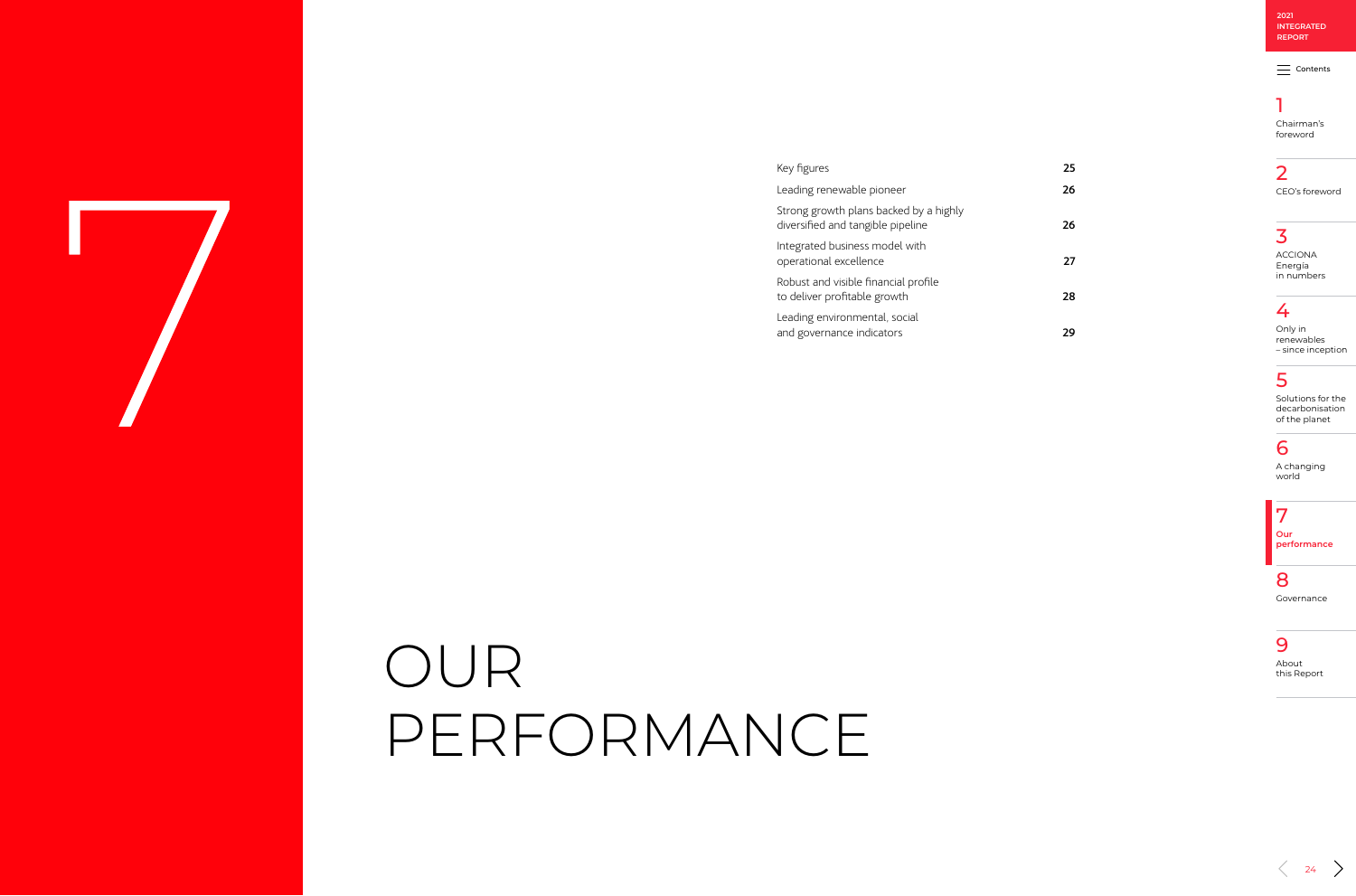# 7

# OUR PERFORMANCE

| | |
|---|---|
| Key figures | 25 |
| Leading renewable pioneer | 26 |
| Strong growth plans backed by a highly diversified and tangible pipeline | 26 |
| Integrated business model with operational excellence | 27 |
| Robust and visible financial profile to deliver profitable growth | 28 |
| Leading environmental, social and governance indicators | 29 |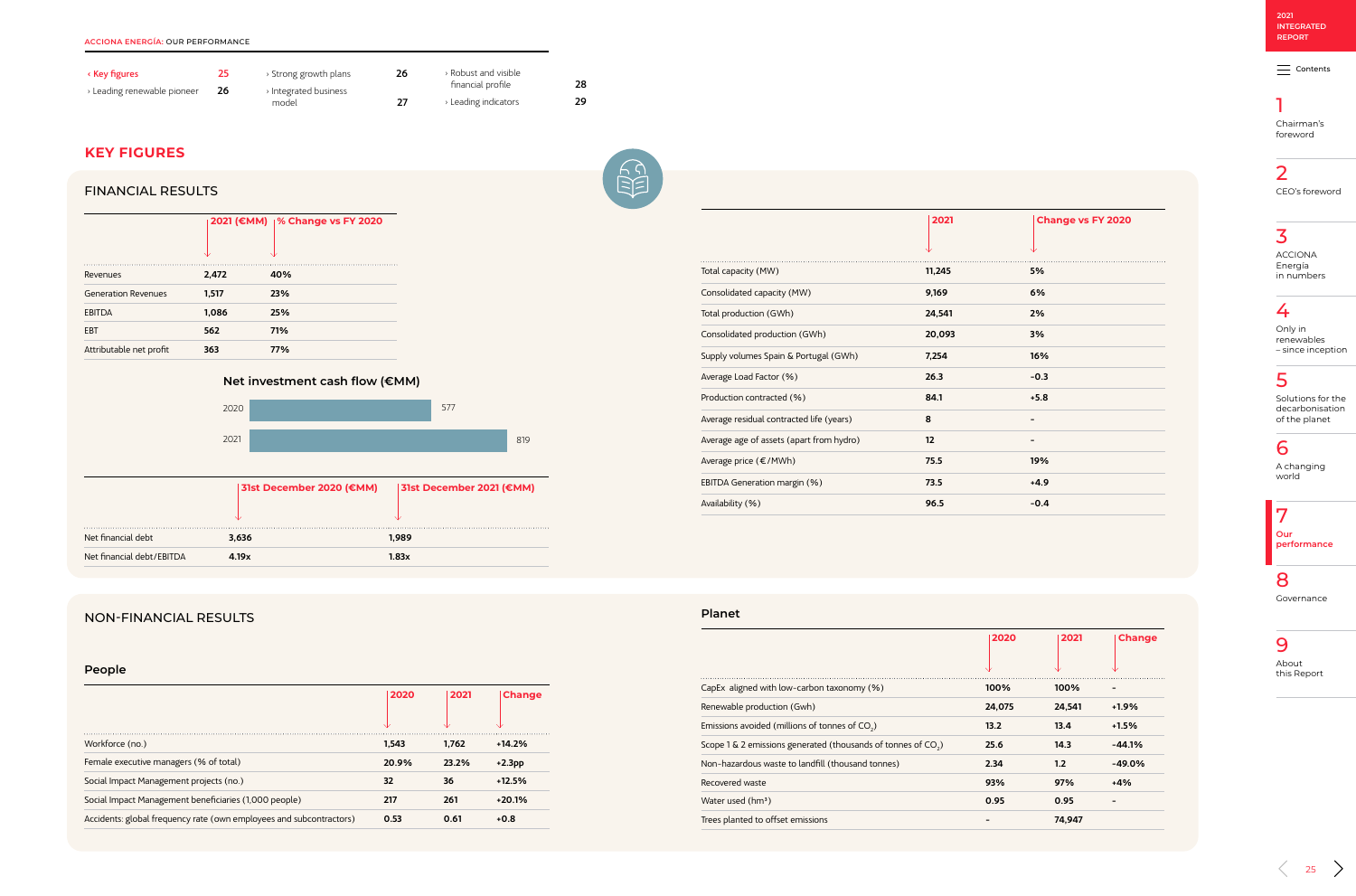ACCIONA ENERGÍA: OUR PERFORMANCE

- Key figures 25
- Leading renewable pioneer 26
- Strong growth plans 26
- Integrated business model 27
- Robust and visible financial profile 28
- Leading indicators 29

## KEY FIGURES

### FINANCIAL RESULTS

| | 2021 (€MM) | % Change vs FY 2020 |
|---|---|---|
| Revenues | 2,472 | 40% |
| Generation Revenues | 1,517 | 23% |
| EBITDA | 1,086 | 25% |
| EBT | 562 | 71% |
| Attributable net profit | 363 | 77% |

Net investment cash flow (€MM)

2020 577

2021 819

| | 31st December 2020 (€MM) | 31st December 2021 (€MM) |
|---|---|---|
| Net financial debt | 3,636 | 1,989 |
| Net financial debt/EBITDA | 4.19x | 1.83x |

| | 2021 | Change vs FY 2020 |
|---|---|---|
| Total capacity (MW) | 11,245 | 5% |
| Consolidated capacity (MW) | 9,169 | 6% |
| Total production (GWh) | 24,541 | 2% |
| Consolidated production (GWh) | 20,093 | 3% |
| Supply volumes Spain & Portugal (GWh) | 7,254 | 16% |
| Average Load Factor (%) | 26.3 | -0.3 |
| Production contracted (%) | 84.1 | +5.8 |
| Average residual contracted life (years) | 8 | - |
| Average age of assets (apart from hydro) | 12 | - |
| Average price (€/MWh) | 75.5 | 19% |
| EBITDA Generation margin (%) | 73.5 | +4.9 |
| Availability (%) | 96.5 | -0.4 |

### NON-FINANCIAL RESULTS

#### People

| | 2020 | 2021 | Change |
|---|---|---|---|
| Workforce (no.) | 1,543 | 1,762 | +14.2% |
| Female executive managers (% of total) | 20.9% | 23.2% | +2.3pp |
| Social Impact Management projects (no.) | 32 | 36 | +12.5% |
| Social Impact Management beneficiaries (1,000 people) | 217 | 261 | +20.1% |
| Accidents: global frequency rate (own employees and subcontractors) | 0.53 | 0.61 | +0.8 |

#### Planet

| | 2020 | 2021 | Change |
|---|---|---|---|
| CapEx aligned with low-carbon taxonomy (%) | 100% | 100% | - |
| Renewable production (Gwh) | 24,075 | 24,541 | +1.9% |
| Emissions avoided (millions of tonnes of $CO_2$) | 13.2 | 13.4 | +1.5% |
| Scope 1 & 2 emissions generated (thousands of tonnes of $CO_2$) | 25.6 | 14.3 | -44.1% |
| Non-hazardous waste to landfill (thousand tonnes) | 2.34 | 1.2 | -49.0% |
| Recovered waste | 93% | 97% | +4% |
| Water used (hm³) | 0.95 | 0.95 | - |
| Trees planted to offset emissions | - | 74,947 | |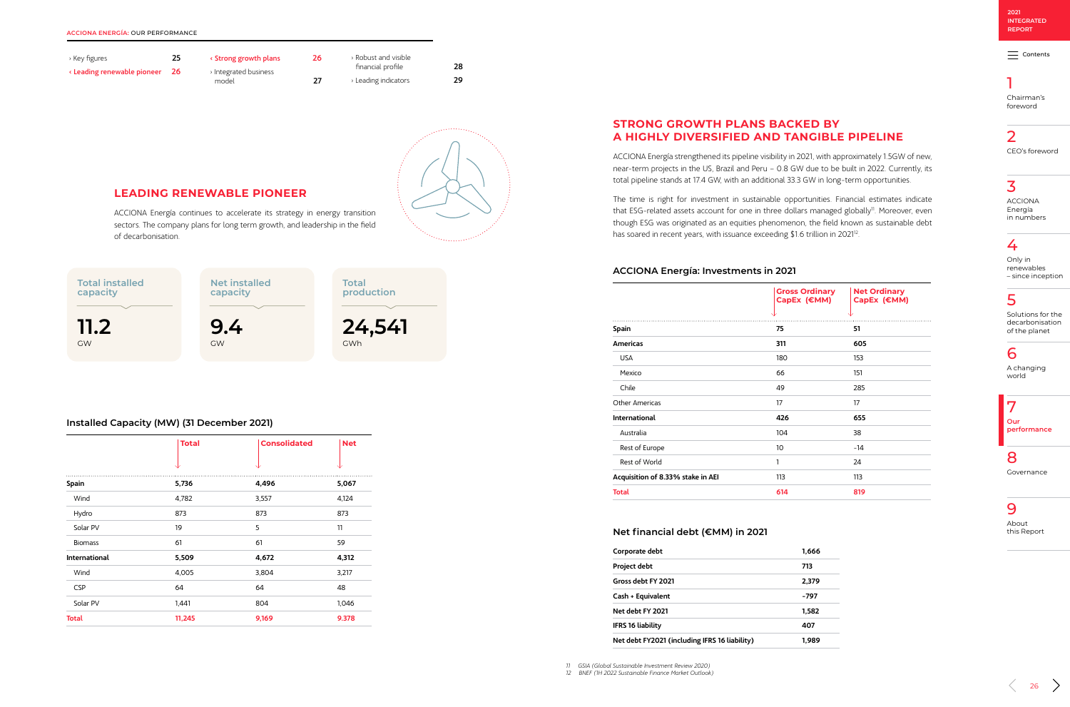ACCIONA ENERGÍA: OUR PERFORMANCE

› Key figures 25
‹ Leading renewable pioneer 26
‹ Strong growth plans 26
› Integrated business model 27
› Robust and visible financial profile 28
› Leading indicators 29

## LEADING RENEWABLE PIONEER

ACCIONA Energía continues to accelerate its strategy in energy transition sectors. The company plans for long term growth, and leadership in the field of decarbonisation.

Total installed capacity
**11.2**
GW

Net installed capacity
**9.4**
GW

Total production
**24,541**
GWh

### Installed Capacity (MW) (31 December 2021)

| | Total | Consolidated | Net |
|---|---|---|---|
| **Spain** | **5,736** | **4,496** | **5,067** |
| Wind | 4,782 | 3,557 | 4,124 |
| Hydro | 873 | 873 | 873 |
| Solar PV | 19 | 5 | 11 |
| Biomass | 61 | 61 | 59 |
| **International** | **5,509** | **4,672** | **4,312** |
| Wind | 4,005 | 3,804 | 3,217 |
| CSP | 64 | 64 | 48 |
| Solar PV | 1,441 | 804 | 1,046 |
| **Total** | **11,245** | **9,169** | **9.378** |

## STRONG GROWTH PLANS BACKED BY A HIGHLY DIVERSIFIED AND TANGIBLE PIPELINE

ACCIONA Energía strengthened its pipeline visibility in 2021, with approximately 1.5GW of new, near-term projects in the US, Brazil and Peru – 0.8 GW due to be built in 2022. Currently, its total pipeline stands at 17.4 GW, with an additional 33.3 GW in long-term opportunities.

The time is right for investment in sustainable opportunities. Financial estimates indicate that ESG-related assets account for one in three dollars managed globally[11]. Moreover, even though ESG was originated as an equities phenomenon, the field known as sustainable debt has soared in recent years, with issuance exceeding $1.6 trillion in 2021[12].

### ACCIONA Energía: Investments in 2021

| | Gross Ordinary CapEx (€MM) | Net Ordinary CapEx (€MM) |
|---|---|---|
| **Spain** | **75** | **51** |
| **Americas** | **311** | **605** |
| USA | 180 | 153 |
| Mexico | 66 | 151 |
| Chile | 49 | 285 |
| Other Americas | 17 | 17 |
| **International** | **426** | **655** |
| Australia | 104 | 38 |
| Rest of Europe | 10 | -14 |
| Rest of World | 1 | 24 |
| **Acquisition of 8.33% stake in AEI** | 113 | 113 |
| **Total** | **614** | **819** |

### Net financial debt (€MM) in 2021

| | |
|---|---|
| **Corporate debt** | **1,666** |
| **Project debt** | **713** |
| **Gross debt FY 2021** | **2,379** |
| **Cash + Equivalent** | **-797** |
| **Net debt FY 2021** | **1,582** |
| **IFRS 16 liability** | **407** |
| **Net debt FY2021 (including IFRS 16 liability)** | **1,989** |

11 *GSIA (Global Sustainable Investment Review 2020)*
12 *BNEF (1H 2022 Sustainable Finance Market Outlook)*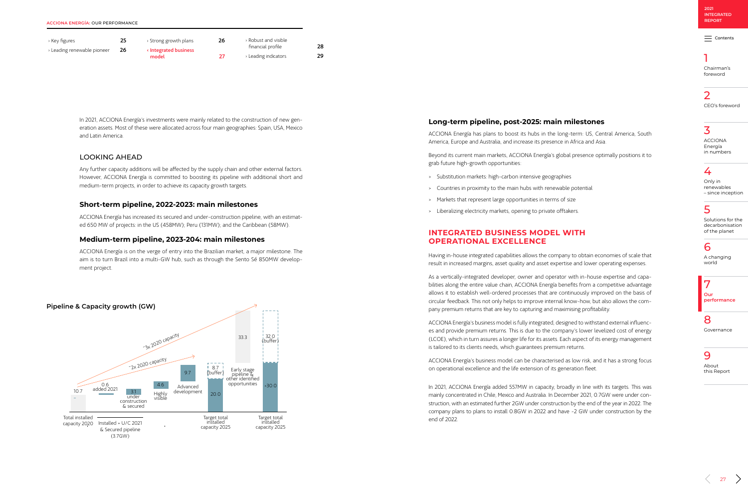In 2021, ACCIONA Energía's investments were mainly related to the construction of new generation assets. Most of these were allocated across four main geographies: Spain, USA, Mexico and Latin America.

## LOOKING AHEAD

Any further capacity additions will be affected by the supply chain and other external factors. However, ACCIONA Energía is committed to boosting its pipeline with additional short and medium-term projects, in order to achieve its capacity growth targets.

### Short-term pipeline, 2022-2023: main milestones

ACCIONA Energía has increased its secured and under-construction pipeline, with an estimated 650 MW of projects: in the US (458MW); Peru (131MW); and the Caribbean (58MW).

### Medium-term pipeline, 2023-204: main milestones

ACCIONA Energía is on the verge of entry into the Brazilian market, a major milestone. The aim is to turn Brazil into a multi-GW hub, such as through the Sento Sé 850MW development project.

**Pipeline & Capacity growth (GW)**

~3x 2020 capacity
~2x 2020 capacity
10.7
0.6 added 2021
3.1 under construction & secured
4.6 Highly visible
9.7 Advanced development
8.7 (buffer)
20.0
33.3 Early stage pipeline & other identified opportunities
32.0 (buffer)
>30.0
Total installed capacity 2020
Installed + U/C 2021 & Secured pipeline (3.7GW)
Target total installed capacity 2025
Target total installed capacity 2025

### Long-term pipeline, post-2025: main milestones

ACCIONA Energía has plans to boost its hubs in the long-term: US, Central America, South America, Europe and Australia, and increase its presence in Africa and Asia.

Beyond its current main markets, ACCIONA Energía's global presence optimally positions it to grab future high-growth opportunities:

- Substitution markets: high-carbon intensive geographies
- Countries in proximity to the main hubs with renewable potential
- Markets that represent large opportunities in terms of size
- Liberalizing electricity markets, opening to private offtakers.

## INTEGRATED BUSINESS MODEL WITH OPERATIONAL EXCELLENCE

Having in-house integrated capabilities allows the company to obtain economies of scale that result in increased margins, asset quality and asset expertise and lower operating expenses.

As a vertically-integrated developer, owner and operator with in-house expertise and capabilities along the entire value chain, ACCIONA Energía benefits from a competitive advantage allows it to establish well-ordered processes that are continuously improved on the basis of circular feedback. This not only helps to improve internal know-how, but also allows the company premium returns that are key to capturing and maximising profitability.

ACCIONA Energía's business model is fully integrated, designed to withstand external influences and provide premium returns. This is due to the company's lower levelized cost of energy (LCOE), which in turn assures a longer life for its assets. Each aspect of its energy management is tailored to its clients needs, which guarantees premium returns.

ACCIONA Energía's business model can be characterised as low risk, and it has a strong focus on operational excellence and the life extension of its generation fleet.

In 2021, ACCIONA Energía added 557MW in capacity, broadly in line with its targets. This was mainly concentrated in Chile, Mexico and Australia. In December 2021, 0.7GW were under construction, with an estimated further 2GW under construction by the end of the year in 2022. The company plans to plans to install 0.8GW in 2022 and have ~2 GW under construction by the end of 2022.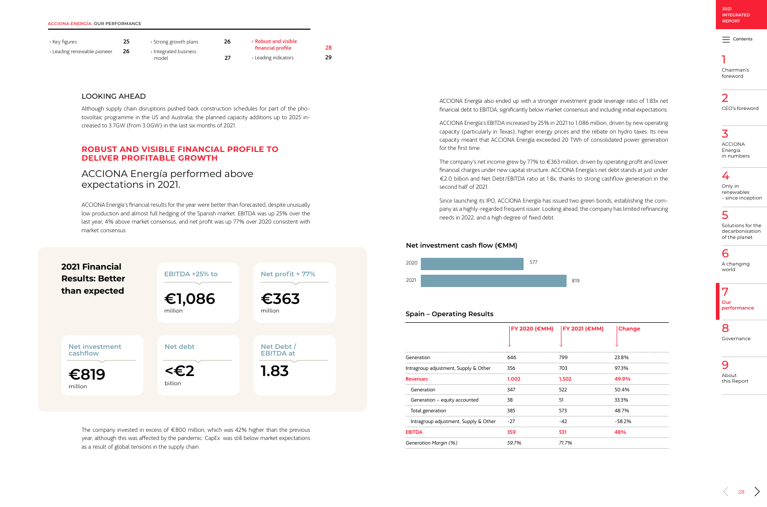## LOOKING AHEAD

Although supply chain disruptions pushed back construction schedules for part of the photovoltaic programme in the US and Australia, the planned capacity additions up to 2025 increased to 3.7GW (from 3.0GW) in the last six months of 2021.

## ROBUST AND VISIBLE FINANCIAL PROFILE TO DELIVER PROFITABLE GROWTH

### ACCIONA Energía performed above expectations in 2021.

ACCIONA Energía's financial results for the year were better than forecasted, despite unusually low production and almost full hedging of the Spanish market. EBITDA was up 25% over the last year, 4% above market consensus, and net profit was up 77% over 2020 consistent with market consensus.

**2021 Financial Results: Better than expected**

EBITDA +25% to
€1,086
million

Net profit + 77%
€363
million

Net investment cashflow
€819
million

Net debt
<€2
billion

Net Debt / EBITDA at
1.83

The company invested in excess of €800 million, which was 42% higher than the previous year, although this was affected by the pandemic. CapEx was still below market expectations as a result of global tensions in the supply chain.

ACCIONA Energía also ended up with a stronger investment grade leverage ratio of 1.83x net financial debt to EBITDA, significantly below market consensus and including initial expectations.

ACCIONA Energía's EBITDA increased by 25% in 2021 to 1,086 million, driven by new operating capacity (particularly in Texas), higher energy prices and the rebate on hydro taxes. Its new capacity meant that ACCIONA Energía exceeded 20 TWh of consolidated power generation for the first time.

The company's net income grew by 77% to €363 million, driven by operating profit and lower financial charges under new capital structure. ACCIONA Energía's net debt stands at just under €2.0 billion and Net Debt/EBITDA ratio at 1.8x, thanks to strong cashflow generation in the second half of 2021.

Since launching its IPO, ACCIONA Energía has issued two green bonds, establishing the company as a highly-regarded frequent issuer. Looking ahead, the company has limited refinancing needs in 2022, and a high degree of fixed debt.

**Net investment cash flow (€MM)**

2020
577
2021
819

**Spain – Operating Results**

| | FY 2020 (€MM) | FY 2021 (€MM) | Change |
|---|---|---|---|
| Generation | 646 | 799 | 23.8% |
| Intragroup adjustment, Supply & Other | 356 | 703 | 97.3% |
| **Revenues** | **1,002** | **1,502** | **49.9%** |
| Generation | 347 | 522 | 50.4% |
| Generation – equity accounted | 38 | 51 | 33.3% |
| Total generation | 385 | 573 | 48.7% |
| Intragroup adjustment, Supply & Other | -27 | -42 | -58.2% |
| **EBITDA** | **359** | **531** | **48%** |
| *Generation Margin (%)* | *59.7%* | *71.7%* | |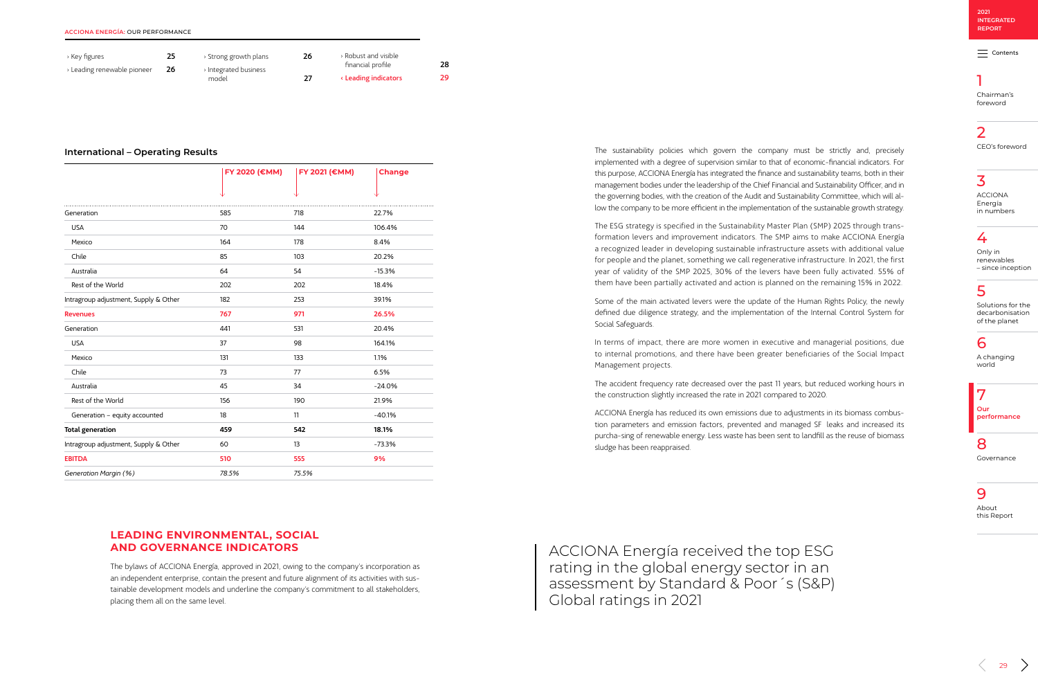## International – Operating Results

| | FY 2020 (€MM) | FY 2021 (€MM) | Change |
|---|---|---|---|
| Generation | 585 | 718 | 22.7% |
| USA | 70 | 144 | 106.4% |
| Mexico | 164 | 178 | 8.4% |
| Chile | 85 | 103 | 20.2% |
| Australia | 64 | 54 | -15.3% |
| Rest of the World | 202 | 202 | 18.4% |
| Intragroup adjustment, Supply & Other | 182 | 253 | 39.1% |
| **Revenues** | **767** | **971** | **26.5%** |
| Generation | 441 | 531 | 20.4% |
| USA | 37 | 98 | 164.1% |
| Mexico | 131 | 133 | 1.1% |
| Chile | 73 | 77 | 6.5% |
| Australia | 45 | 34 | -24.0% |
| Rest of the World | 156 | 190 | 21.9% |
| Generation – equity accounted | 18 | 11 | -40.1% |
| **Total generation** | **459** | **542** | **18.1%** |
| Intragroup adjustment, Supply & Other | 60 | 13 | -73.3% |
| **EBITDA** | **510** | **555** | **9%** |
| *Generation Margin (%)* | *78.5%* | *75.5%* | |

## LEADING ENVIRONMENTAL, SOCIAL AND GOVERNANCE INDICATORS

The bylaws of ACCIONA Energía, approved in 2021, owing to the company's incorporation as an independent enterprise, contain the present and future alignment of its activities with sustainable development models and underline the company's commitment to all stakeholders, placing them all on the same level.

ACCIONA Energía received the top ESG rating in the global energy sector in an assessment by Standard & Poor´s (S&P) Global ratings in 2021

The sustainability policies which govern the company must be strictly and, precisely implemented with a degree of supervision similar to that of economic-financial indicators. For this purpose, ACCIONA Energía has integrated the finance and sustainability teams, both in their management bodies under the leadership of the Chief Financial and Sustainability Officer, and in the governing bodies, with the creation of the Audit and Sustainability Committee, which will allow the company to be more efficient in the implementation of the sustainable growth strategy.

The ESG strategy is specified in the Sustainability Master Plan (SMP) 2025 through transformation levers and improvement indicators. The SMP aims to make ACCIONA Energía a recognized leader in developing sustainable infrastructure assets with additional value for people and the planet, something we call regenerative infrastructure. In 2021, the first year of validity of the SMP 2025, 30% of the levers have been fully activated. 55% of them have been partially activated and action is planned on the remaining 15% in 2022.

Some of the main activated levers were the update of the Human Rights Policy, the newly defined due diligence strategy, and the implementation of the Internal Control System for Social Safeguards.

In terms of impact, there are more women in executive and managerial positions, due to internal promotions, and there have been greater beneficiaries of the Social Impact Management projects.

The accident frequency rate decreased over the past 11 years, but reduced working hours in the construction slightly increased the rate in 2021 compared to 2020.

ACCIONA Energía has reduced its own emissions due to adjustments in its biomass combustion parameters and emission factors, prevented and managed SF leaks and increased its purcha-sing of renewable energy. Less waste has been sent to landfill as the reuse of biomass sludge has been reappraised.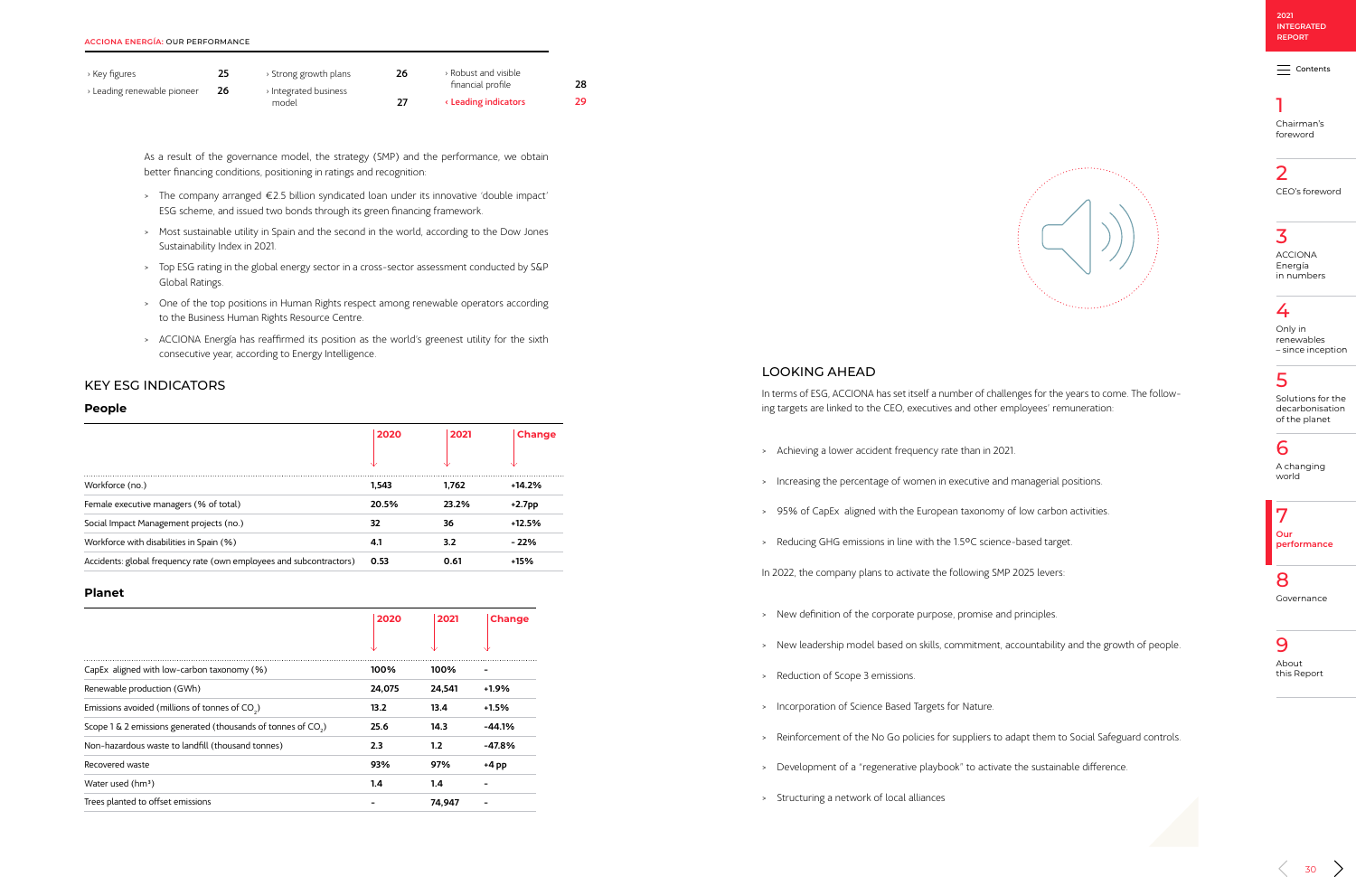As a result of the governance model, the strategy (SMP) and the performance, we obtain better financing conditions, positioning in ratings and recognition:

- The company arranged €2.5 billion syndicated loan under its innovative 'double impact' ESG scheme, and issued two bonds through its green financing framework.
- Most sustainable utility in Spain and the second in the world, according to the Dow Jones Sustainability Index in 2021.
- Top ESG rating in the global energy sector in a cross-sector assessment conducted by S&P Global Ratings.
- One of the top positions in Human Rights respect among renewable operators according to the Business Human Rights Resource Centre.
- ACCIONA Energía has reaffirmed its position as the world's greenest utility for the sixth consecutive year, according to Energy Intelligence.

## KEY ESG INDICATORS

### People

| | 2020 | 2021 | Change |
|---|---|---|---|
| Workforce (no.) | 1,543 | 1,762 | +14.2% |
| Female executive managers (% of total) | 20.5% | 23.2% | +2.7pp |
| Social Impact Management projects (no.) | 32 | 36 | +12.5% |
| Workforce with disabilities in Spain (%) | 4.1 | 3.2 | - 22% |
| Accidents: global frequency rate (own employees and subcontractors) | 0.53 | 0.61 | +15% |

### Planet

| | 2020 | 2021 | Change |
|---|---|---|---|
| CapEx aligned with low-carbon taxonomy (%) | 100% | 100% | - |
| Renewable production (GWh) | 24,075 | 24,541 | +1.9% |
| Emissions avoided (millions of tonnes of $CO_2$) | 13.2 | 13.4 | +1.5% |
| Scope 1 & 2 emissions generated (thousands of tonnes of $CO_2$) | 25.6 | 14.3 | -44.1% |
| Non-hazardous waste to landfill (thousand tonnes) | 2.3 | 1.2 | -47.8% |
| Recovered waste | 93% | 97% | +4 pp |
| Water used (hm³) | 1.4 | 1.4 | - |
| Trees planted to offset emissions | - | 74,947 | - |

## LOOKING AHEAD

In terms of ESG, ACCIONA has set itself a number of challenges for the years to come. The following targets are linked to the CEO, executives and other employees' remuneration:

- Achieving a lower accident frequency rate than in 2021.
- Increasing the percentage of women in executive and managerial positions.
- 95% of CapEx aligned with the European taxonomy of low carbon activities.
- Reducing GHG emissions in line with the 1.5ºC science-based target.

In 2022, the company plans to activate the following SMP 2025 levers:

- New definition of the corporate purpose, promise and principles.
- New leadership model based on skills, commitment, accountability and the growth of people.
- Reduction of Scope 3 emissions.
- Incorporation of Science Based Targets for Nature.
- Reinforcement of the No Go policies for suppliers to adapt them to Social Safeguard controls.
- Development of a "regenerative playbook" to activate the sustainable difference.
- Structuring a network of local alliances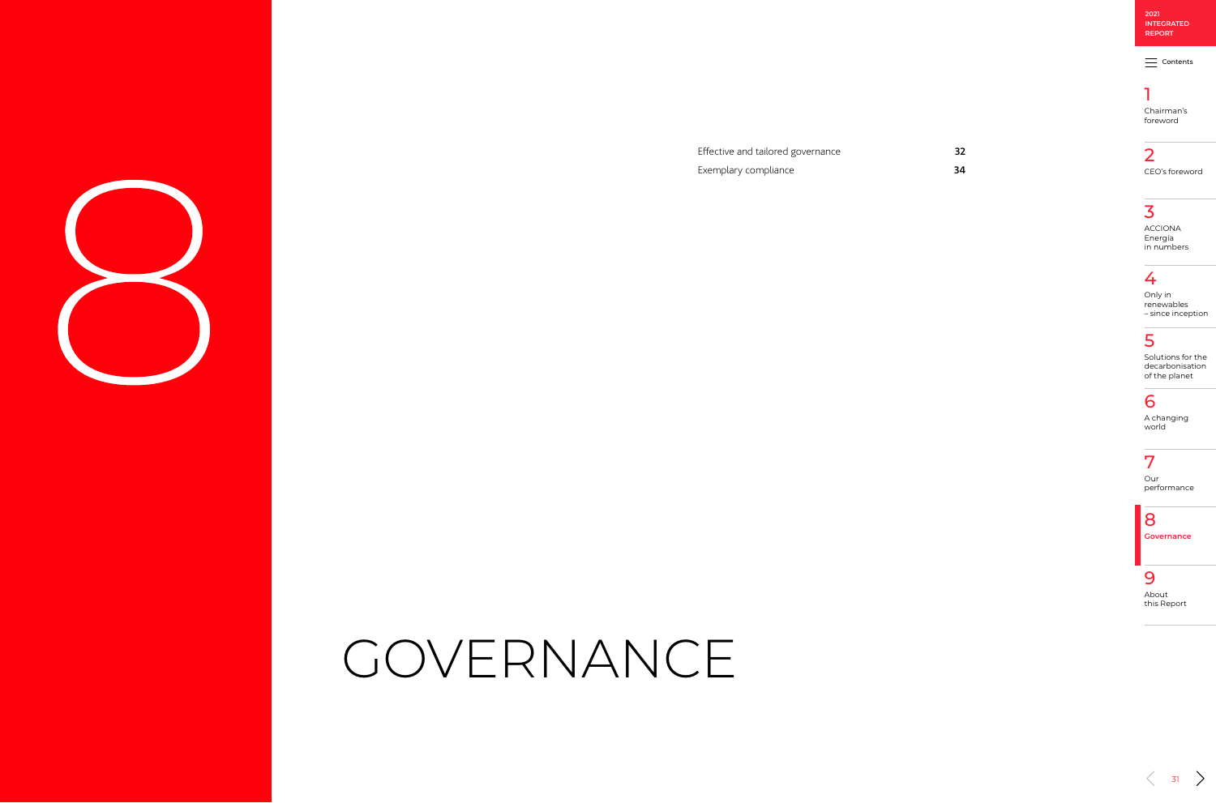# 8

# GOVERNANCE

| | |
|---|---|
| Effective and tailored governance | 32 |
| Exemplary compliance | 34 |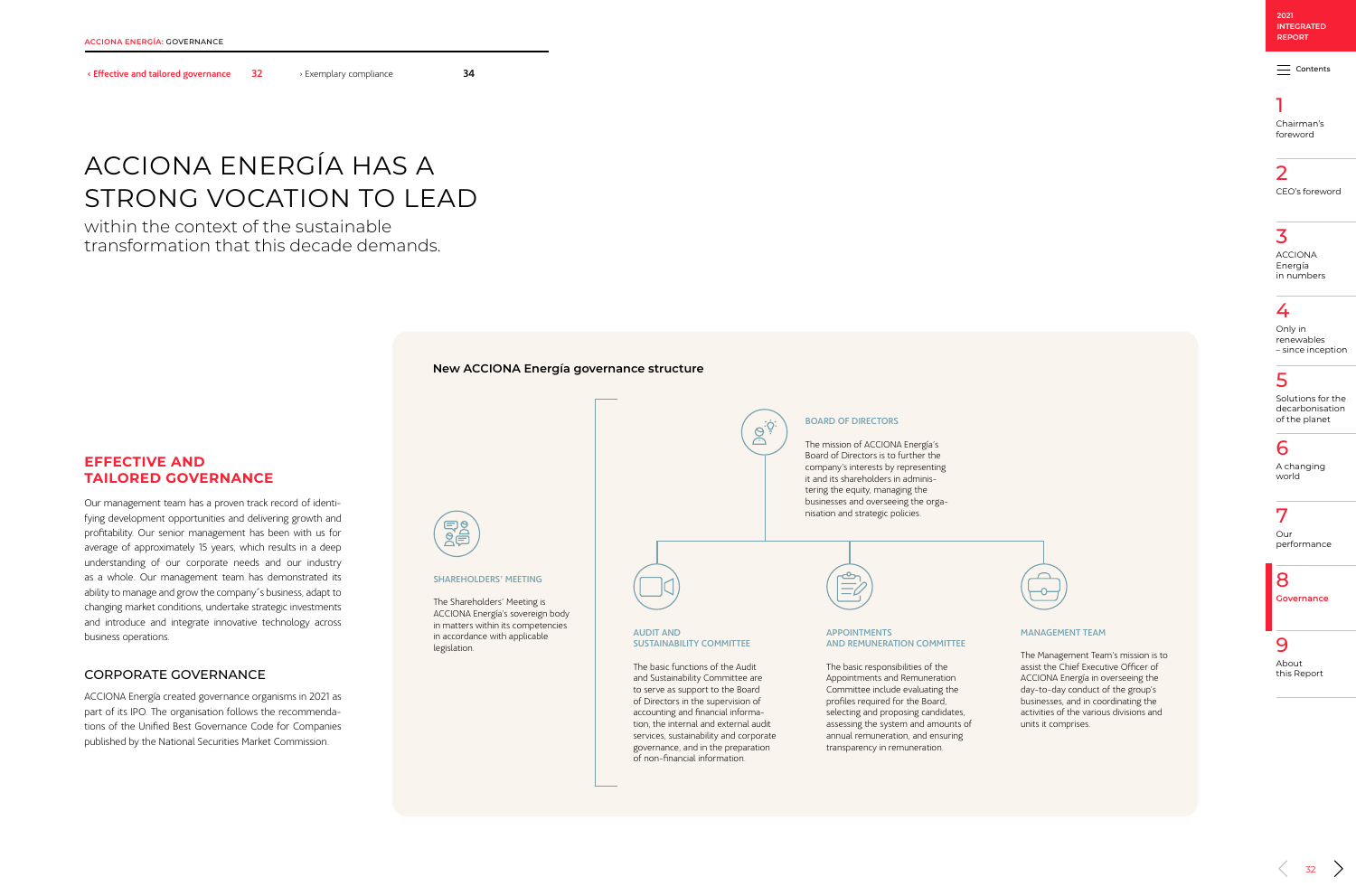# ACCIONA ENERGÍA HAS A STRONG VOCATION TO LEAD

within the context of the sustainable transformation that this decade demands.

## EFFECTIVE AND TAILORED GOVERNANCE

Our management team has a proven track record of identifying development opportunities and delivering growth and profitability. Our senior management has been with us for average of approximately 15 years, which results in a deep understanding of our corporate needs and our industry as a whole. Our management team has demonstrated its ability to manage and grow the company´s business, adapt to changing market conditions, undertake strategic investments and introduce and integrate innovative technology across business operations.

### CORPORATE GOVERNANCE

ACCIONA Energía created governance organisms in 2021 as part of its IPO. The organisation follows the recommendations of the Unified Best Governance Code for Companies published by the National Securities Market Commission.

**New ACCIONA Energía governance structure**

SHAREHOLDERS' MEETING

The Shareholders' Meeting is ACCIONA Energía's sovereign body in matters within its competencies in accordance with applicable legislation.

BOARD OF DIRECTORS

The mission of ACCIONA Energía's Board of Directors is to further the company's interests by representing it and its shareholders in administering the equity, managing the businesses and overseeing the organisation and strategic policies.

AUDIT AND SUSTAINABILITY COMMITTEE

The basic functions of the Audit and Sustainability Committee are to serve as support to the Board of Directors in the supervision of accounting and financial information, the internal and external audit services, sustainability and corporate governance, and in the preparation of non-financial information.

APPOINTMENTS AND REMUNERATION COMMITTEE

The basic responsibilities of the Appointments and Remuneration Committee include evaluating the profiles required for the Board, selecting and proposing candidates, assessing the system and amounts of annual remuneration, and ensuring transparency in remuneration.

MANAGEMENT TEAM

The Management Team's mission is to assist the Chief Executive Officer of ACCIONA Energía in overseeing the day-to-day conduct of the group's businesses, and in coordinating the activities of the various divisions and units it comprises.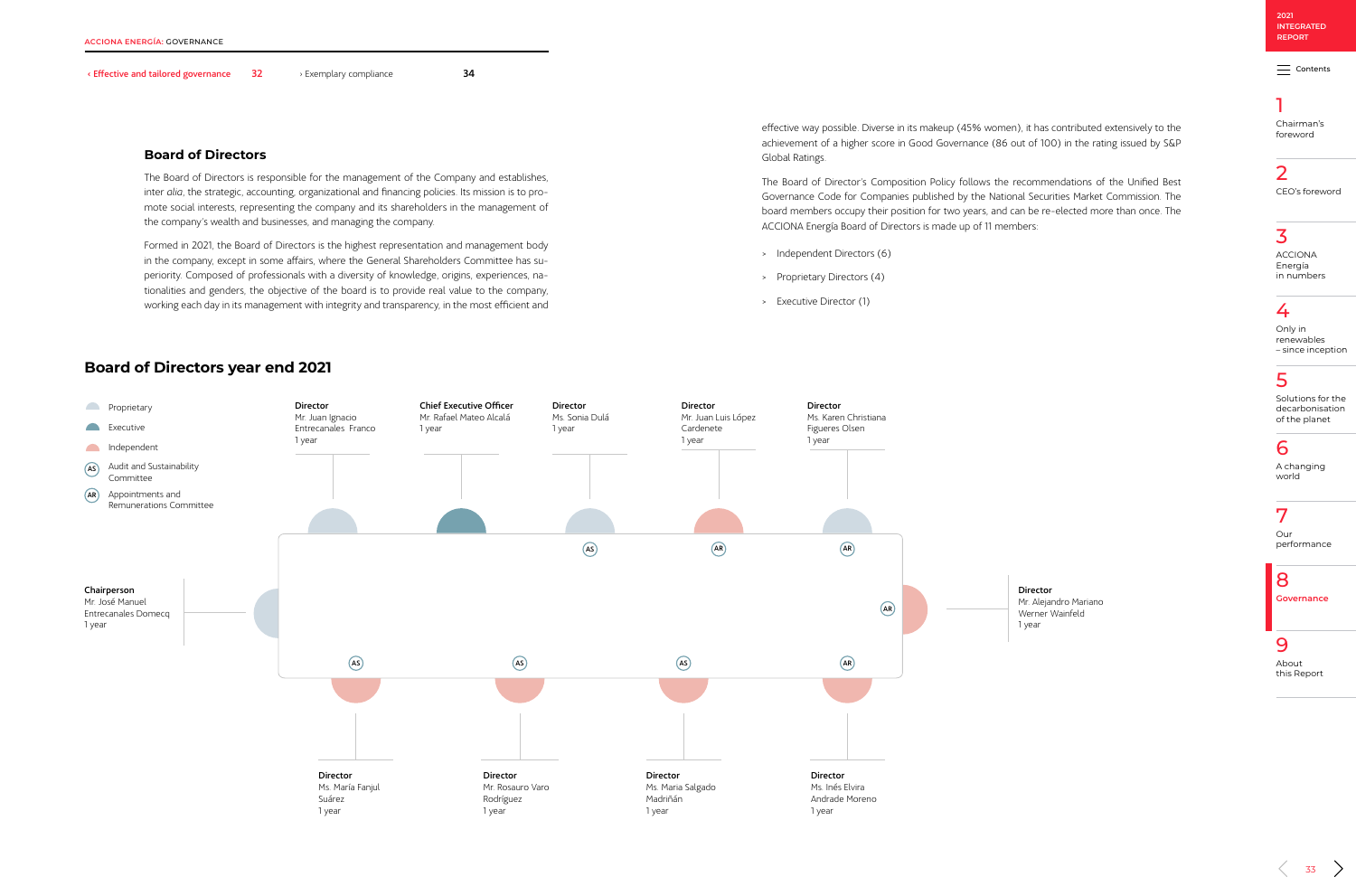## Board of Directors

The Board of Directors is responsible for the management of the Company and establishes, inter *alia*, the strategic, accounting, organizational and financing policies. Its mission is to promote social interests, representing the company and its shareholders in the management of the company's wealth and businesses, and managing the company.

Formed in 2021, the Board of Directors is the highest representation and management body in the company, except in some affairs, where the General Shareholders Committee has superiority. Composed of professionals with a diversity of knowledge, origins, experiences, nationalities and genders, the objective of the board is to provide real value to the company, working each day in its management with integrity and transparency, in the most efficient and effective way possible. Diverse in its makeup (45% women), it has contributed extensively to the achievement of a higher score in Good Governance (86 out of 100) in the rating issued by S&P Global Ratings.

The Board of Director's Composition Policy follows the recommendations of the Unified Best Governance Code for Companies published by the National Securities Market Commission. The board members occupy their position for two years, and can be re-elected more than once. The ACCIONA Energía Board of Directors is made up of 11 members:

- Independent Directors (6)
- Proprietary Directors (4)
- Executive Director (1)

## Board of Directors year end 2021

Proprietary
Executive
Independent
AS Audit and Sustainability Committee
AR Appointments and Remunerations Committee

**Chairperson**
Mr. José Manuel Entrecanales Domecq
1 year

**Director**
Mr. Juan Ignacio Entrecanales Franco
1 year

**Chief Executive Officer**
Mr. Rafael Mateo Alcalá
1 year

**Director**
Ms. Sonia Dulá
1 year
AS

**Director**
Mr. Juan Luis López Cardenete
1 year
AR

**Director**
Ms. Karen Christiana Figueres Olsen
1 year
AR

**Director**
Mr. Alejandro Mariano Werner Wainfeld
1 year
AR

**Director**
Ms. María Fanjul Suárez
1 year
AS

**Director**
Mr. Rosauro Varo Rodríguez
1 year
AS

**Director**
Ms. Maria Salgado Madriñán
1 year
AS

**Director**
Ms. Inés Elvira Andrade Moreno
1 year
AR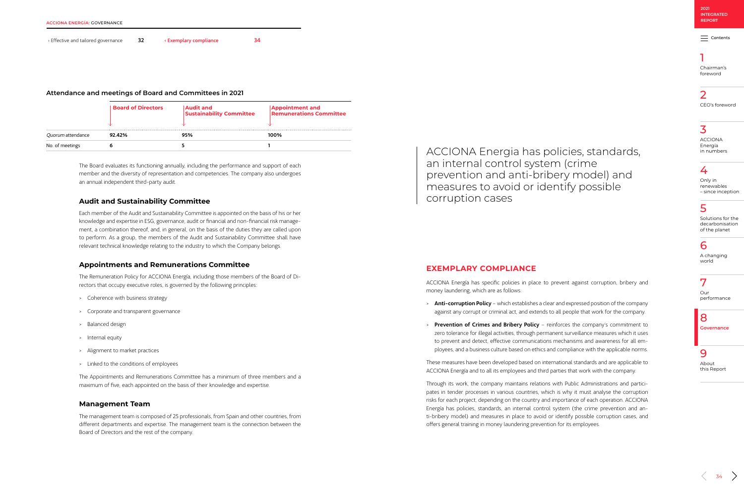### Attendance and meetings of Board and Committees in 2021

| | Board of Directors | Audit and Sustainability Committee | Appointment and Remunerations Committee |
|---|---|---|---|
| *Quorum* attendance | 92.42% | 95% | 100% |
| No. of meetings | 6 | 5 | 1 |

The Board evaluates its functioning annually, including the performance and support of each member and the diversity of representation and competencies. The company also undergoes an annual independent third-party audit.

## Audit and Sustainability Committee

Each member of the Audit and Sustainability Committee is appointed on the basis of his or her knowledge and expertise in ESG, governance, audit or financial and non-financial risk management, a combination thereof, and, in general, on the basis of the duties they are called upon to perform. As a group, the members of the Audit and Sustainability Committee shall have relevant technical knowledge relating to the industry to which the Company belongs.

## Appointments and Remunerations Committee

The Remuneration Policy for ACCIONA Energía, including those members of the Board of Directors that occupy executive roles, is governed by the following principles:

- Coherence with business strategy
- Corporate and transparent governance
- Balanced design
- Internal equity
- Alignment to market practices
- Linked to the conditions of employees

The Appointments and Remunerations Committee has a minimum of three members and a maximum of five, each appointed on the basis of their knowledge and expertise.

## Management Team

The management team is composed of 25 professionals, from Spain and other countries, from different departments and expertise. The management team is the connection between the Board of Directors and the rest of the company.

ACCIONA Energia has policies, standards, an internal control system (crime prevention and anti-bribery model) and measures to avoid or identify possible corruption cases

## EXEMPLARY COMPLIANCE

ACCIONA Energía has specific policies in place to prevent against corruption, bribery and money laundering, which are as follows:

- **Anti-corruption Policy** – which establishes a clear and expressed position of the company against any corrupt or criminal act, and extends to all people that work for the company.
- **Prevention of Crimes and Bribery Policy** – reinforces the company's commitment to zero tolerance for illegal activities, through permanent surveillance measures which it uses to prevent and detect, effective communications mechanisms and awareness for all employees, and a business culture based on ethics and compliance with the applicable norms.

These measures have been developed based on international standards and are applicable to ACCIONA Energía and to all its employees and third parties that work with the company.

Through its work, the company maintains relations with Public Administrations and participates in tender processes in various countries, which is why it must analyse the corruption risks for each project, depending on the country and importance of each operation. ACCIONA Energía has policies, standards, an internal control system (the crime prevention and anti-bribery model) and measures in place to avoid or identify possible corruption cases, and offers general training in money laundering prevention for its employees.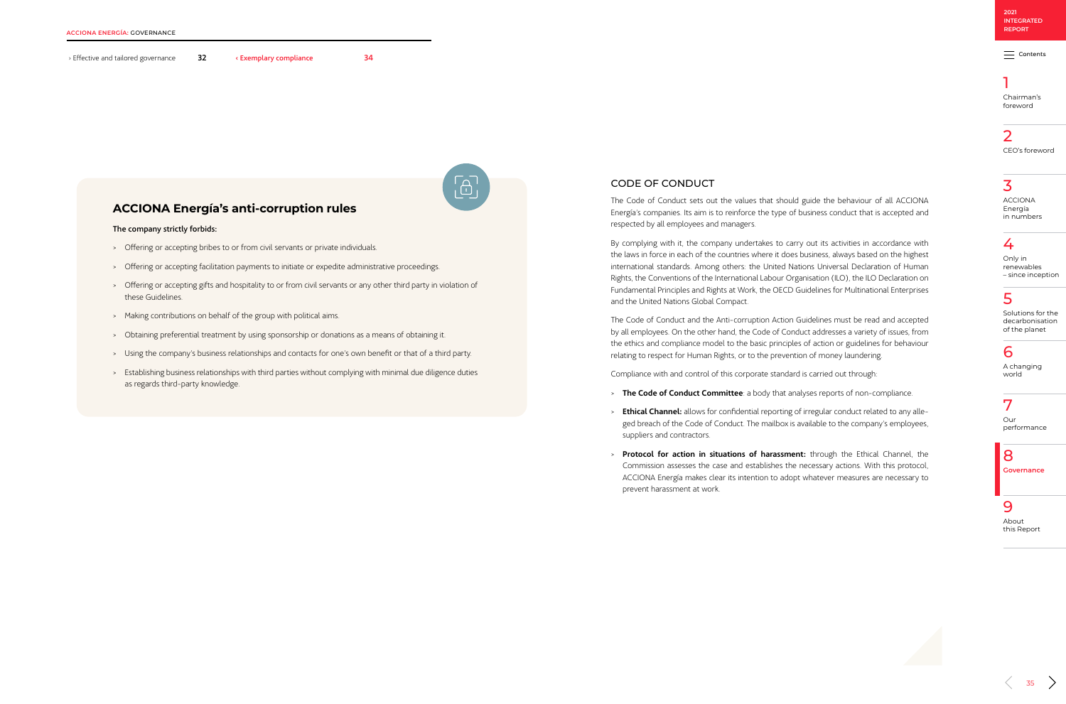## ACCIONA Energía's anti-corruption rules

**The company strictly forbids:**

- Offering or accepting bribes to or from civil servants or private individuals.
- Offering or accepting facilitation payments to initiate or expedite administrative proceedings.
- Offering or accepting gifts and hospitality to or from civil servants or any other third party in violation of these Guidelines.
- Making contributions on behalf of the group with political aims.
- Obtaining preferential treatment by using sponsorship or donations as a means of obtaining it.
- Using the company's business relationships and contacts for one's own benefit or that of a third party.
- Establishing business relationships with third parties without complying with minimal due diligence duties as regards third-party knowledge.

## CODE OF CONDUCT

The Code of Conduct sets out the values that should guide the behaviour of all ACCIONA Energía's companies. Its aim is to reinforce the type of business conduct that is accepted and respected by all employees and managers.

By complying with it, the company undertakes to carry out its activities in accordance with the laws in force in each of the countries where it does business, always based on the highest international standards. Among others: the United Nations Universal Declaration of Human Rights, the Conventions of the International Labour Organisation (ILO), the ILO Declaration on Fundamental Principles and Rights at Work, the OECD Guidelines for Multinational Enterprises and the United Nations Global Compact.

The Code of Conduct and the Anti-corruption Action Guidelines must be read and accepted by all employees. On the other hand, the Code of Conduct addresses a variety of issues, from the ethics and compliance model to the basic principles of action or guidelines for behaviour relating to respect for Human Rights, or to the prevention of money laundering.

Compliance with and control of this corporate standard is carried out through:

- **The Code of Conduct Committee**: a body that analyses reports of non-compliance.
- **Ethical Channel:** allows for confidential reporting of irregular conduct related to any alleged breach of the Code of Conduct. The mailbox is available to the company's employees, suppliers and contractors.
- **Protocol for action in situations of harassment:** through the Ethical Channel, the Commission assesses the case and establishes the necessary actions. With this protocol, ACCIONA Energía makes clear its intention to adopt whatever measures are necessary to prevent harassment at work.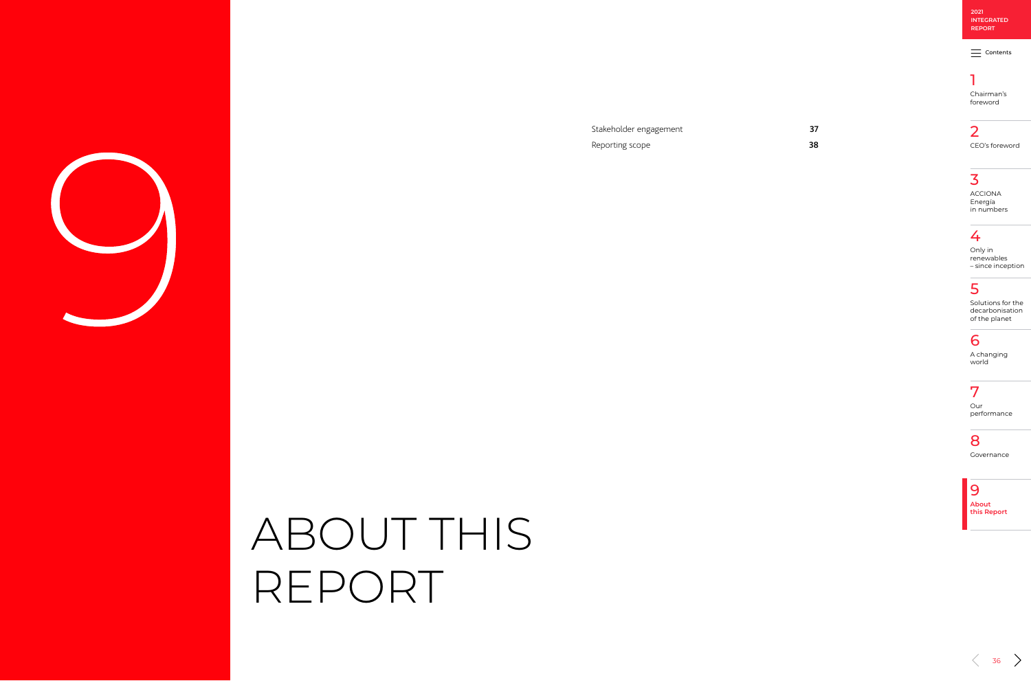# 9

# ABOUT THIS REPORT

| | |
|---|---|
| Stakeholder engagement | **37** |
| Reporting scope | **38** |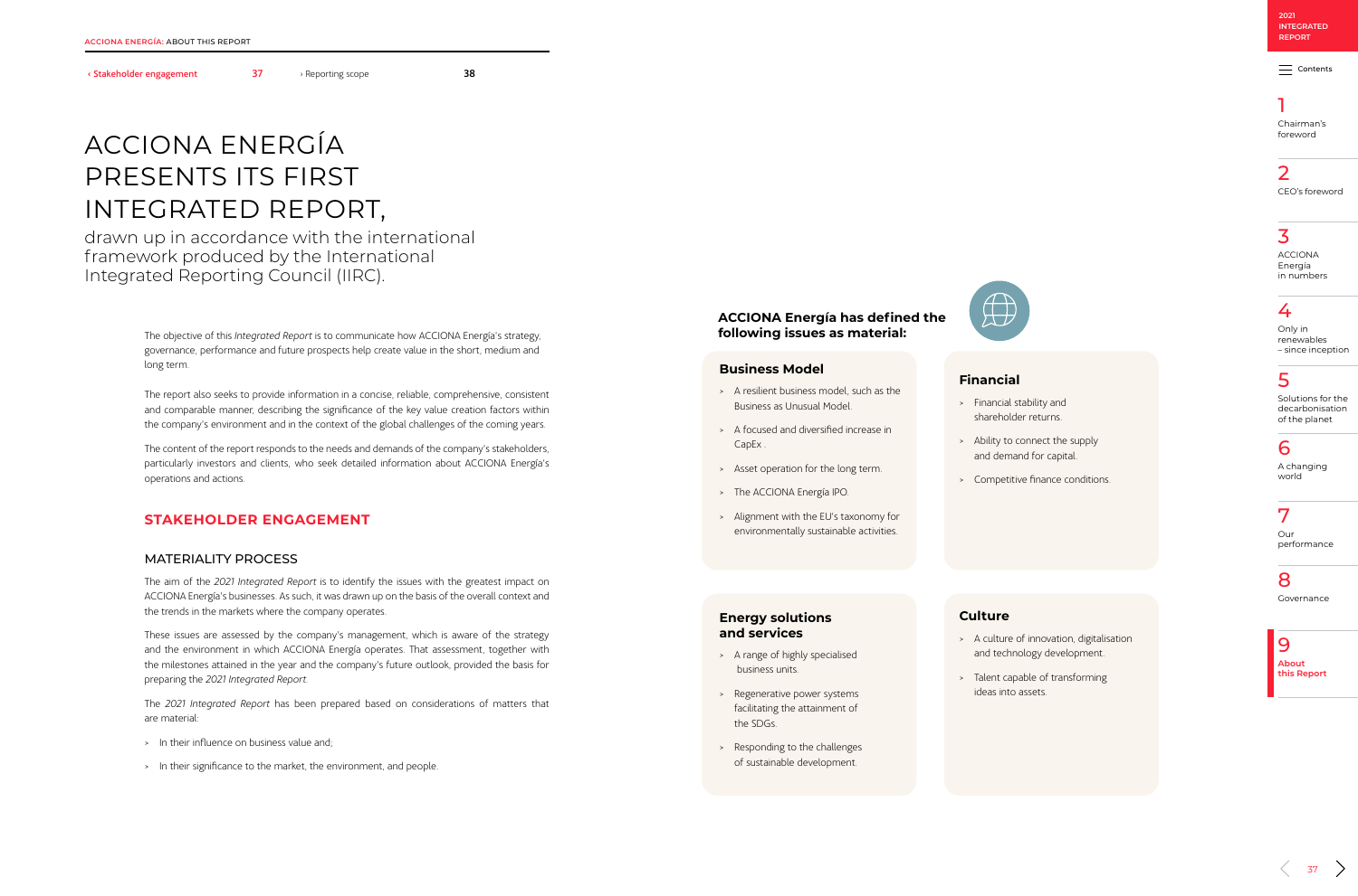# ACCIONA ENERGÍA PRESENTS ITS FIRST INTEGRATED REPORT,

drawn up in accordance with the international framework produced by the International Integrated Reporting Council (IIRC).

The objective of this *Integrated Report* is to communicate how ACCIONA Energía's strategy, governance, performance and future prospects help create value in the short, medium and long term.

The report also seeks to provide information in a concise, reliable, comprehensive, consistent and comparable manner, describing the significance of the key value creation factors within the company's environment and in the context of the global challenges of the coming years.

The content of the report responds to the needs and demands of the company's stakeholders, particularly investors and clients, who seek detailed information about ACCIONA Energía's operations and actions.

## STAKEHOLDER ENGAGEMENT

### MATERIALITY PROCESS

The aim of the *2021 Integrated Report* is to identify the issues with the greatest impact on ACCIONA Energía's businesses. As such, it was drawn up on the basis of the overall context and the trends in the markets where the company operates.

These issues are assessed by the company's management, which is aware of the strategy and the environment in which ACCIONA Energía operates. That assessment, together with the milestones attained in the year and the company's future outlook, provided the basis for preparing the *2021 Integrated Report*.

The *2021 Integrated Report* has been prepared based on considerations of matters that are material:

- In their influence on business value and;
- In their significance to the market, the environment, and people.

**ACCIONA Energía has defined the following issues as material:**

**Business Model**

- A resilient business model, such as the Business as Unusual Model.
- A focused and diversified increase in CapEx .
- Asset operation for the long term.
- The ACCIONA Energía IPO.
- Alignment with the EU's taxonomy for environmentally sustainable activities.

**Financial**

- Financial stability and shareholder returns.
- Ability to connect the supply and demand for capital.
- Competitive finance conditions.

**Energy solutions and services**

- A range of highly specialised business units.
- Regenerative power systems facilitating the attainment of the SDGs.
- Responding to the challenges of sustainable development.

**Culture**

- A culture of innovation, digitalisation and technology development.
- Talent capable of transforming ideas into assets.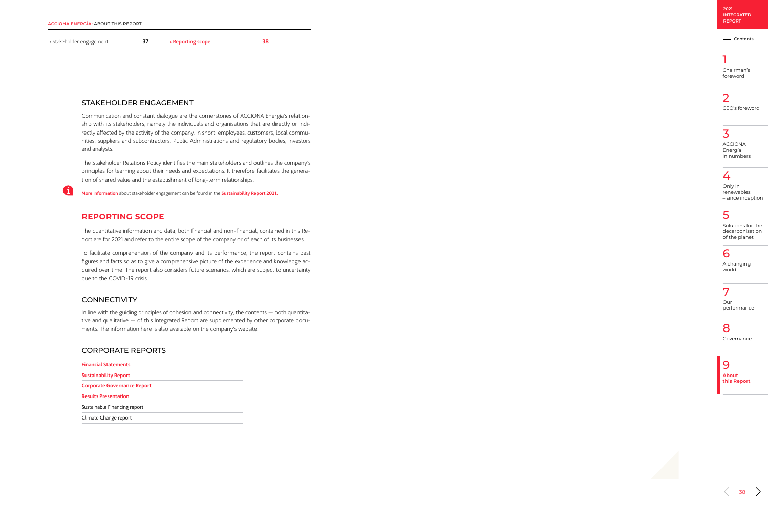## STAKEHOLDER ENGAGEMENT

Communication and constant dialogue are the cornerstones of ACCIONA Energía's relationship with its stakeholders, namely the individuals and organisations that are directly or indirectly affected by the activity of the company. In short: employees, customers, local communities, suppliers and subcontractors, Public Administrations and regulatory bodies, investors and analysts.

The Stakeholder Relations Policy identifies the main stakeholders and outlines the company's principles for learning about their needs and expectations. It therefore facilitates the generation of shared value and the establishment of long-term relationships.

**More information** about stakeholder engagement can be found in the **Sustainability Report 2021.**

## REPORTING SCOPE

The quantitative information and data, both financial and non-financial, contained in this Report are for 2021 and refer to the entire scope of the company or of each of its businesses.

To facilitate comprehension of the company and its performance, the report contains past figures and facts so as to give a comprehensive picture of the experience and knowledge acquired over time. The report also considers future scenarios, which are subject to uncertainty due to the COVID-19 crisis.

## CONNECTIVITY

In line with the guiding principles of cohesion and connectivity, the contents — both quantitative and qualitative — of this Integrated Report are supplemented by other corporate documents. The information here is also available on the company's website.

## CORPORATE REPORTS

- **Financial Statements**
- **Sustainability Report**
- **Corporate Governance Report**
- **Results Presentation**
- Sustainable Financing report
- Climate Change report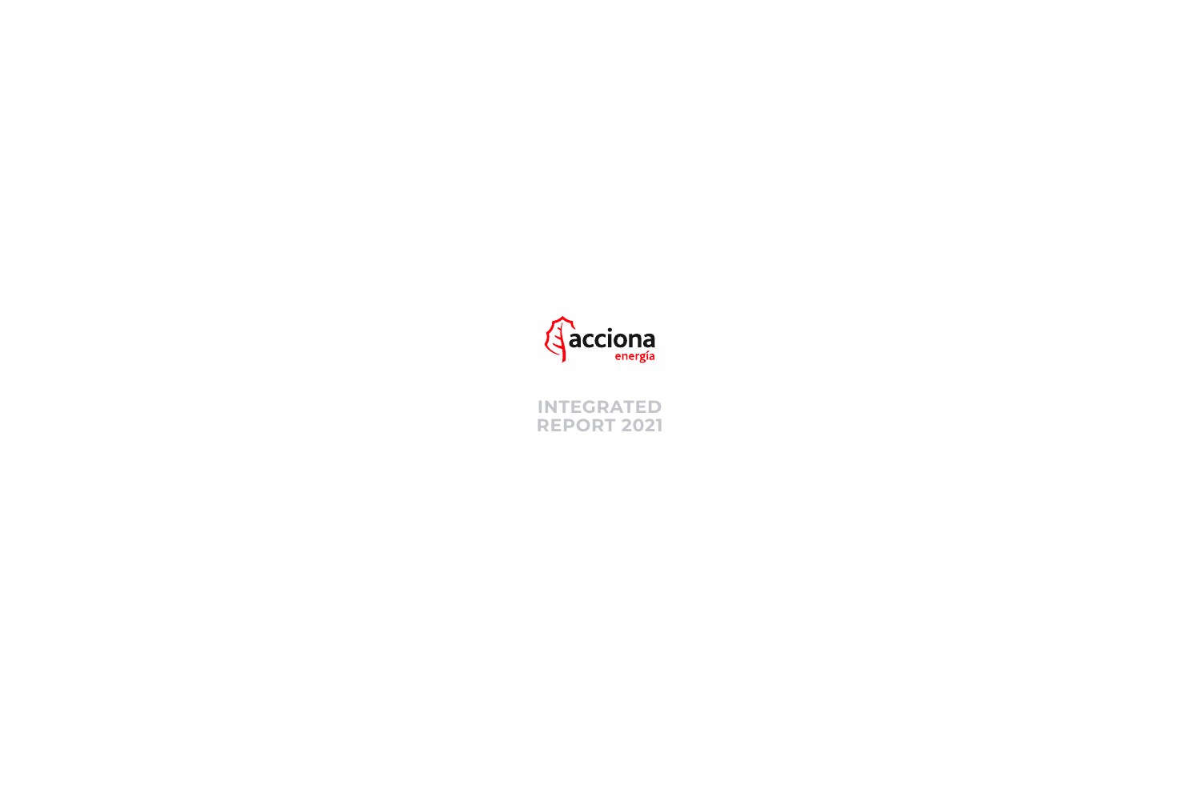acciona energía

INTEGRATED REPORT 2021